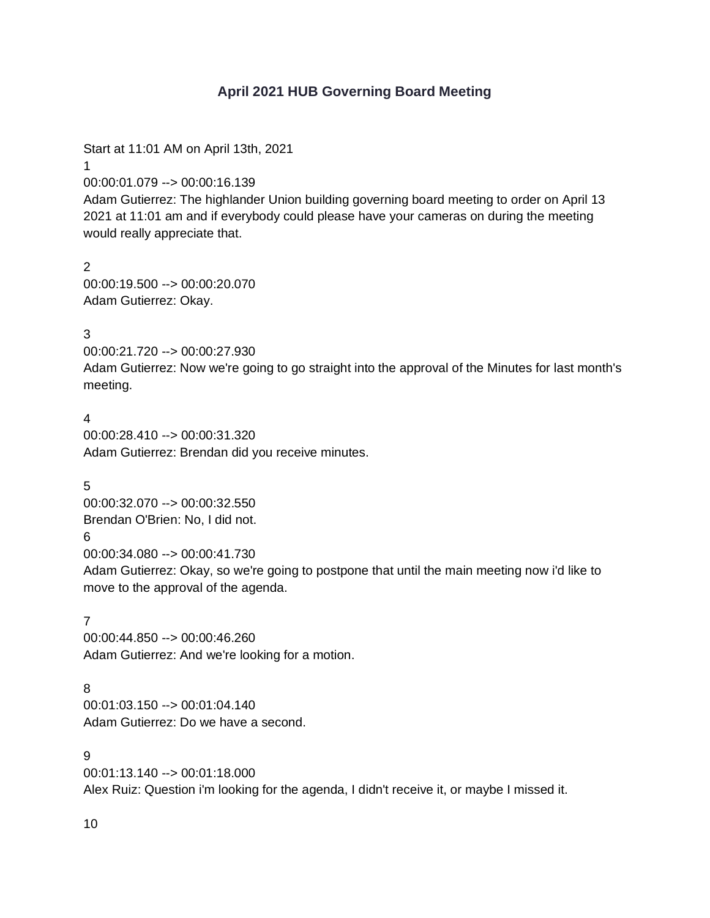# April 2021 HUB Governing Board Meeting

Start at 11:01 AM on April 13th, 2021

1
00:00:01.079 --> 00:00:16.139
Adam Gutierrez: The highlander Union building governing board meeting to order on April 13 2021 at 11:01 am and if everybody could please have your cameras on during the meeting would really appreciate that.

2
00:00:19.500 --> 00:00:20.070
Adam Gutierrez: Okay.

3
00:00:21.720 --> 00:00:27.930
Adam Gutierrez: Now we're going to go straight into the approval of the Minutes for last month's meeting.

4
00:00:28.410 --> 00:00:31.320
Adam Gutierrez: Brendan did you receive minutes.

5
00:00:32.070 --> 00:00:32.550
Brendan O'Brien: No, I did not.

6
00:00:34.080 --> 00:00:41.730
Adam Gutierrez: Okay, so we're going to postpone that until the main meeting now i'd like to move to the approval of the agenda.

7
00:00:44.850 --> 00:00:46.260
Adam Gutierrez: And we're looking for a motion.

8
00:01:03.150 --> 00:01:04.140
Adam Gutierrez: Do we have a second.

9
00:01:13.140 --> 00:01:18.000
Alex Ruiz: Question i'm looking for the agenda, I didn't receive it, or maybe I missed it.

10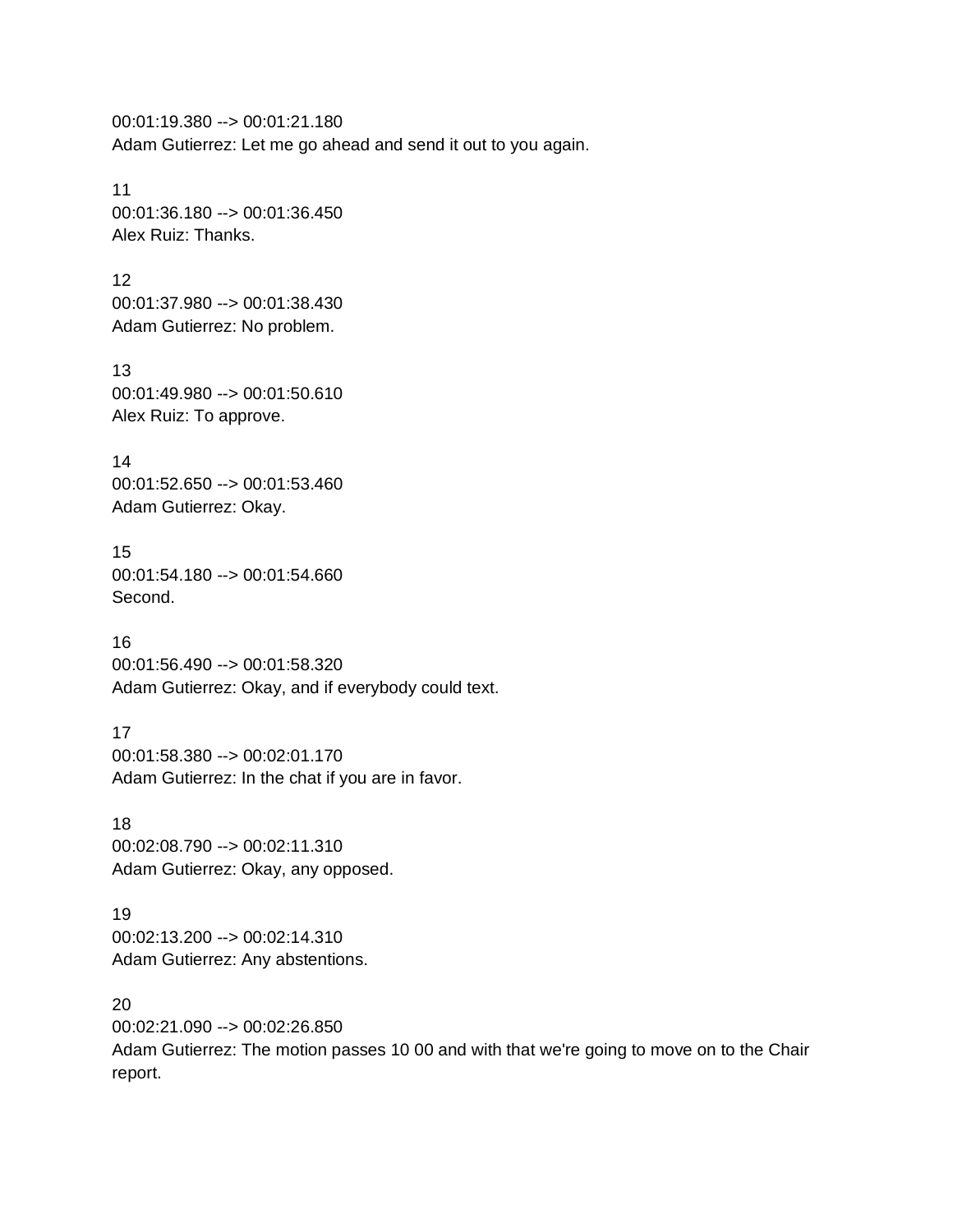00:01:19.380 --> 00:01:21.180
Adam Gutierrez: Let me go ahead and send it out to you again.

11
00:01:36.180 --> 00:01:36.450
Alex Ruiz: Thanks.

12
00:01:37.980 --> 00:01:38.430
Adam Gutierrez: No problem.

13
00:01:49.980 --> 00:01:50.610
Alex Ruiz: To approve.

14
00:01:52.650 --> 00:01:53.460
Adam Gutierrez: Okay.

15
00:01:54.180 --> 00:01:54.660
Second.

16
00:01:56.490 --> 00:01:58.320
Adam Gutierrez: Okay, and if everybody could text.

17
00:01:58.380 --> 00:02:01.170
Adam Gutierrez: In the chat if you are in favor.

18
00:02:08.790 --> 00:02:11.310
Adam Gutierrez: Okay, any opposed.

19
00:02:13.200 --> 00:02:14.310
Adam Gutierrez: Any abstentions.

20
00:02:21.090 --> 00:02:26.850
Adam Gutierrez: The motion passes 10 00 and with that we're going to move on to the Chair report.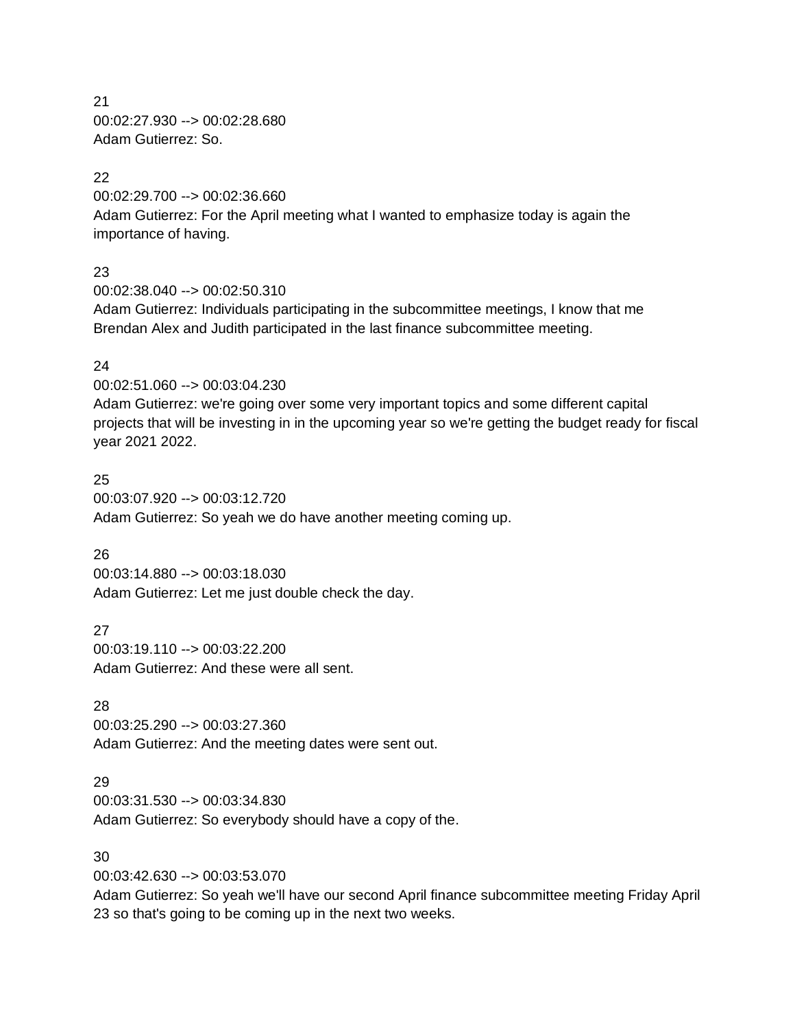21
00:02:27.930 --> 00:02:28.680
Adam Gutierrez: So.

22
00:02:29.700 --> 00:02:36.660
Adam Gutierrez: For the April meeting what I wanted to emphasize today is again the importance of having.

23
00:02:38.040 --> 00:02:50.310
Adam Gutierrez: Individuals participating in the subcommittee meetings, I know that me Brendan Alex and Judith participated in the last finance subcommittee meeting.

24
00:02:51.060 --> 00:03:04.230
Adam Gutierrez: we're going over some very important topics and some different capital projects that will be investing in in the upcoming year so we're getting the budget ready for fiscal year 2021 2022.

25
00:03:07.920 --> 00:03:12.720
Adam Gutierrez: So yeah we do have another meeting coming up.

26
00:03:14.880 --> 00:03:18.030
Adam Gutierrez: Let me just double check the day.

27
00:03:19.110 --> 00:03:22.200
Adam Gutierrez: And these were all sent.

28
00:03:25.290 --> 00:03:27.360
Adam Gutierrez: And the meeting dates were sent out.

29
00:03:31.530 --> 00:03:34.830
Adam Gutierrez: So everybody should have a copy of the.

30
00:03:42.630 --> 00:03:53.070
Adam Gutierrez: So yeah we'll have our second April finance subcommittee meeting Friday April 23 so that's going to be coming up in the next two weeks.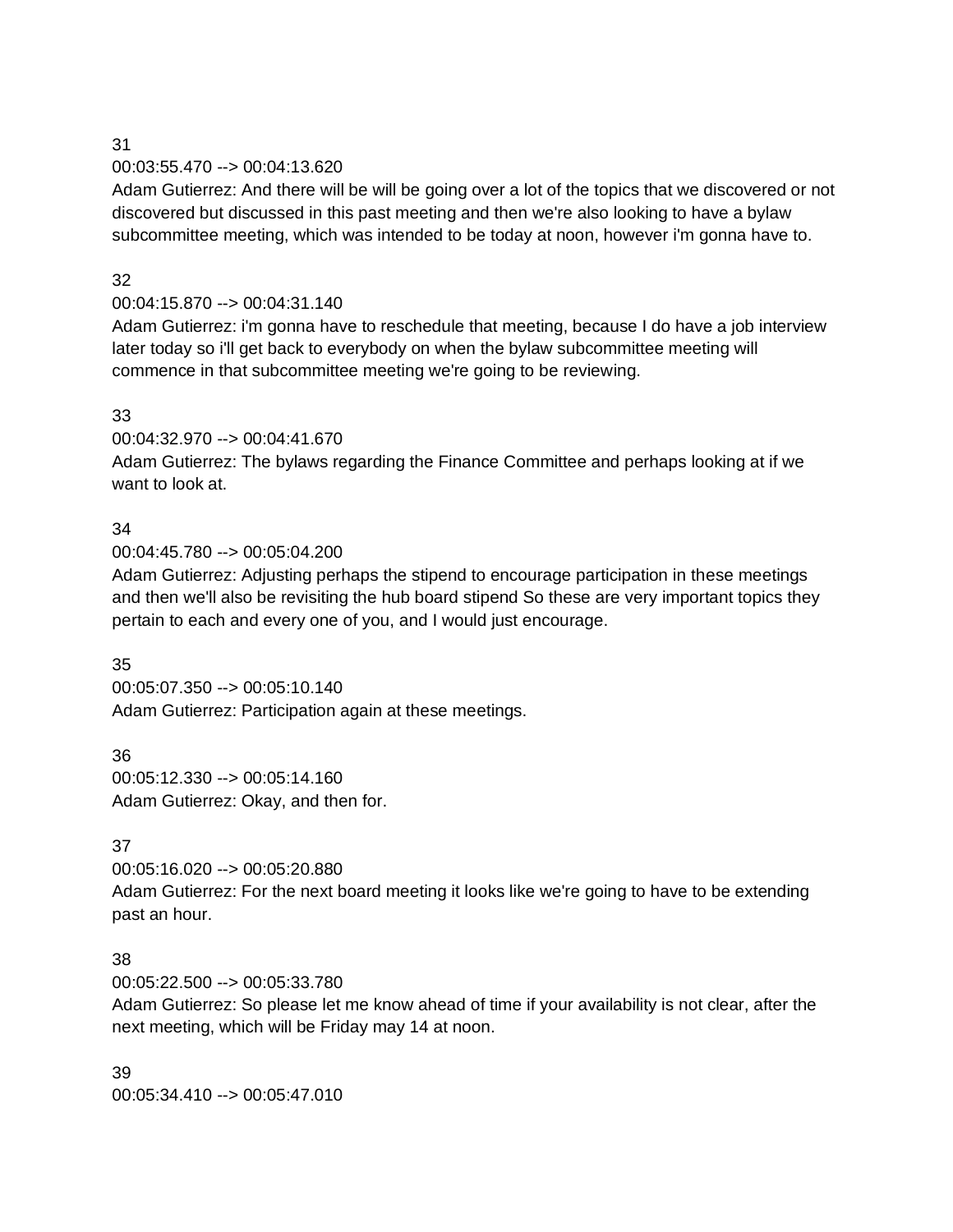31
00:03:55.470 --> 00:04:13.620
Adam Gutierrez: And there will be will be going over a lot of the topics that we discovered or not discovered but discussed in this past meeting and then we're also looking to have a bylaw subcommittee meeting, which was intended to be today at noon, however i'm gonna have to.

32
00:04:15.870 --> 00:04:31.140
Adam Gutierrez: i'm gonna have to reschedule that meeting, because I do have a job interview later today so i'll get back to everybody on when the bylaw subcommittee meeting will commence in that subcommittee meeting we're going to be reviewing.

33
00:04:32.970 --> 00:04:41.670
Adam Gutierrez: The bylaws regarding the Finance Committee and perhaps looking at if we want to look at.

34
00:04:45.780 --> 00:05:04.200
Adam Gutierrez: Adjusting perhaps the stipend to encourage participation in these meetings and then we'll also be revisiting the hub board stipend So these are very important topics they pertain to each and every one of you, and I would just encourage.

35
00:05:07.350 --> 00:05:10.140
Adam Gutierrez: Participation again at these meetings.

36
00:05:12.330 --> 00:05:14.160
Adam Gutierrez: Okay, and then for.

37
00:05:16.020 --> 00:05:20.880
Adam Gutierrez: For the next board meeting it looks like we're going to have to be extending past an hour.

38
00:05:22.500 --> 00:05:33.780
Adam Gutierrez: So please let me know ahead of time if your availability is not clear, after the next meeting, which will be Friday may 14 at noon.

39
00:05:34.410 --> 00:05:47.010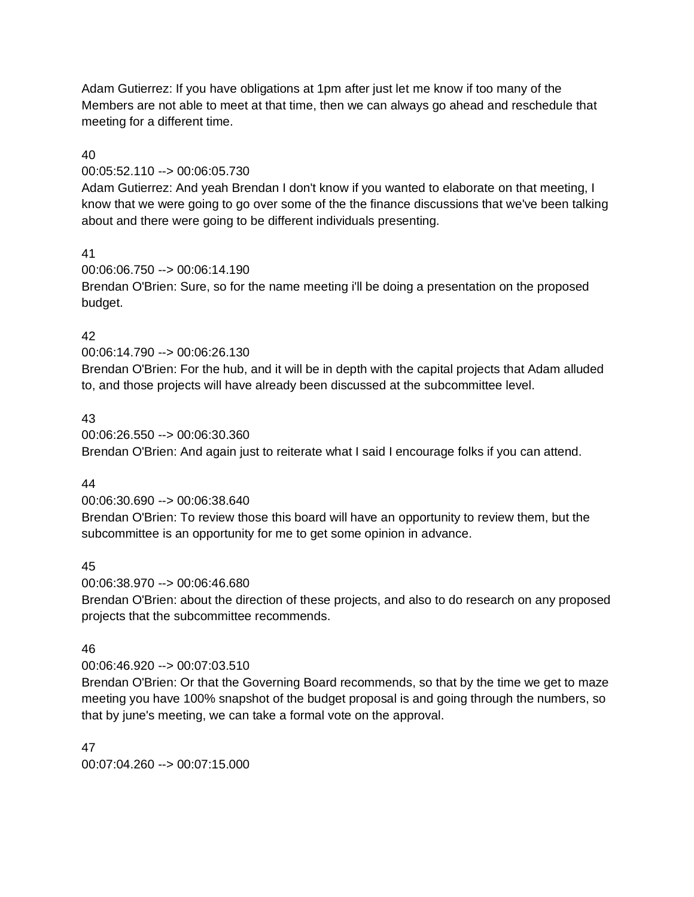Adam Gutierrez: If you have obligations at 1pm after just let me know if too many of the Members are not able to meet at that time, then we can always go ahead and reschedule that meeting for a different time.

40
00:05:52.110 --> 00:06:05.730
Adam Gutierrez: And yeah Brendan I don't know if you wanted to elaborate on that meeting, I know that we were going to go over some of the the finance discussions that we've been talking about and there were going to be different individuals presenting.

41
00:06:06.750 --> 00:06:14.190
Brendan O'Brien: Sure, so for the name meeting i'll be doing a presentation on the proposed budget.

42
00:06:14.790 --> 00:06:26.130
Brendan O'Brien: For the hub, and it will be in depth with the capital projects that Adam alluded to, and those projects will have already been discussed at the subcommittee level.

43
00:06:26.550 --> 00:06:30.360
Brendan O'Brien: And again just to reiterate what I said I encourage folks if you can attend.

44
00:06:30.690 --> 00:06:38.640
Brendan O'Brien: To review those this board will have an opportunity to review them, but the subcommittee is an opportunity for me to get some opinion in advance.

45
00:06:38.970 --> 00:06:46.680
Brendan O'Brien: about the direction of these projects, and also to do research on any proposed projects that the subcommittee recommends.

46
00:06:46.920 --> 00:07:03.510
Brendan O'Brien: Or that the Governing Board recommends, so that by the time we get to maze meeting you have 100% snapshot of the budget proposal is and going through the numbers, so that by june's meeting, we can take a formal vote on the approval.

47
00:07:04.260 --> 00:07:15.000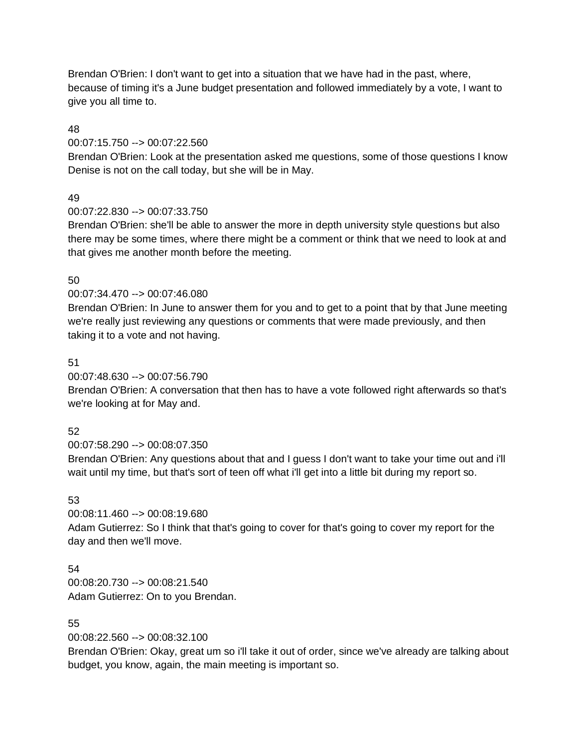Brendan O'Brien: I don't want to get into a situation that we have had in the past, where, because of timing it's a June budget presentation and followed immediately by a vote, I want to give you all time to.

48
00:07:15.750 --> 00:07:22.560
Brendan O'Brien: Look at the presentation asked me questions, some of those questions I know Denise is not on the call today, but she will be in May.

49
00:07:22.830 --> 00:07:33.750
Brendan O'Brien: she'll be able to answer the more in depth university style questions but also there may be some times, where there might be a comment or think that we need to look at and that gives me another month before the meeting.

50
00:07:34.470 --> 00:07:46.080
Brendan O'Brien: In June to answer them for you and to get to a point that by that June meeting we're really just reviewing any questions or comments that were made previously, and then taking it to a vote and not having.

51
00:07:48.630 --> 00:07:56.790
Brendan O'Brien: A conversation that then has to have a vote followed right afterwards so that's we're looking at for May and.

52
00:07:58.290 --> 00:08:07.350
Brendan O'Brien: Any questions about that and I guess I don't want to take your time out and i'll wait until my time, but that's sort of teen off what i'll get into a little bit during my report so.

53
00:08:11.460 --> 00:08:19.680
Adam Gutierrez: So I think that that's going to cover for that's going to cover my report for the day and then we'll move.

54
00:08:20.730 --> 00:08:21.540
Adam Gutierrez: On to you Brendan.

55
00:08:22.560 --> 00:08:32.100
Brendan O'Brien: Okay, great um so i'll take it out of order, since we've already are talking about budget, you know, again, the main meeting is important so.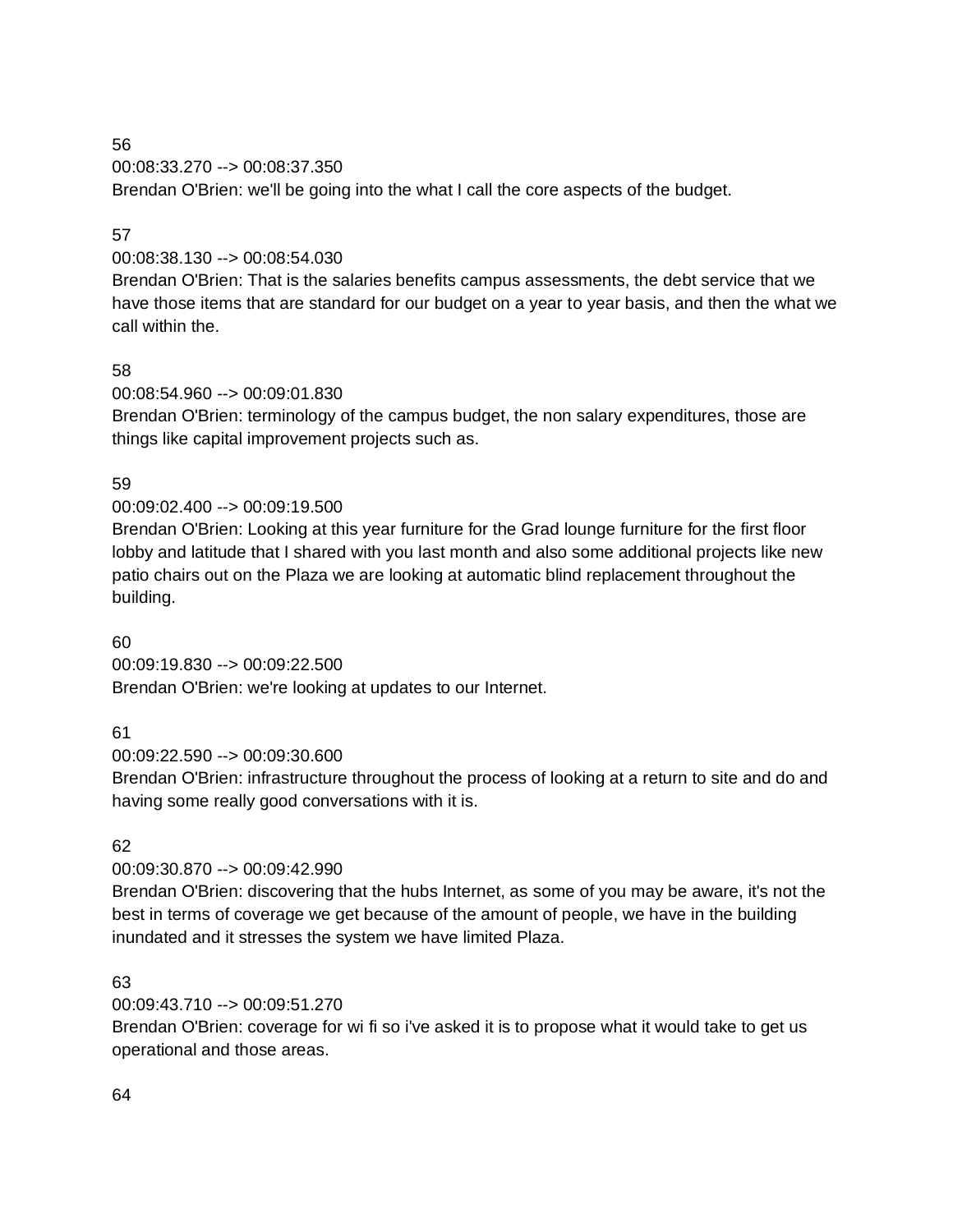56
00:08:33.270 --> 00:08:37.350
Brendan O'Brien: we'll be going into the what I call the core aspects of the budget.

57
00:08:38.130 --> 00:08:54.030
Brendan O'Brien: That is the salaries benefits campus assessments, the debt service that we have those items that are standard for our budget on a year to year basis, and then the what we call within the.

58
00:08:54.960 --> 00:09:01.830
Brendan O'Brien: terminology of the campus budget, the non salary expenditures, those are things like capital improvement projects such as.

59
00:09:02.400 --> 00:09:19.500
Brendan O'Brien: Looking at this year furniture for the Grad lounge furniture for the first floor lobby and latitude that I shared with you last month and also some additional projects like new patio chairs out on the Plaza we are looking at automatic blind replacement throughout the building.

60
00:09:19.830 --> 00:09:22.500
Brendan O'Brien: we're looking at updates to our Internet.

61
00:09:22.590 --> 00:09:30.600
Brendan O'Brien: infrastructure throughout the process of looking at a return to site and do and having some really good conversations with it is.

62
00:09:30.870 --> 00:09:42.990
Brendan O'Brien: discovering that the hubs Internet, as some of you may be aware, it's not the best in terms of coverage we get because of the amount of people, we have in the building inundated and it stresses the system we have limited Plaza.

63
00:09:43.710 --> 00:09:51.270
Brendan O'Brien: coverage for wi fi so i've asked it is to propose what it would take to get us operational and those areas.

64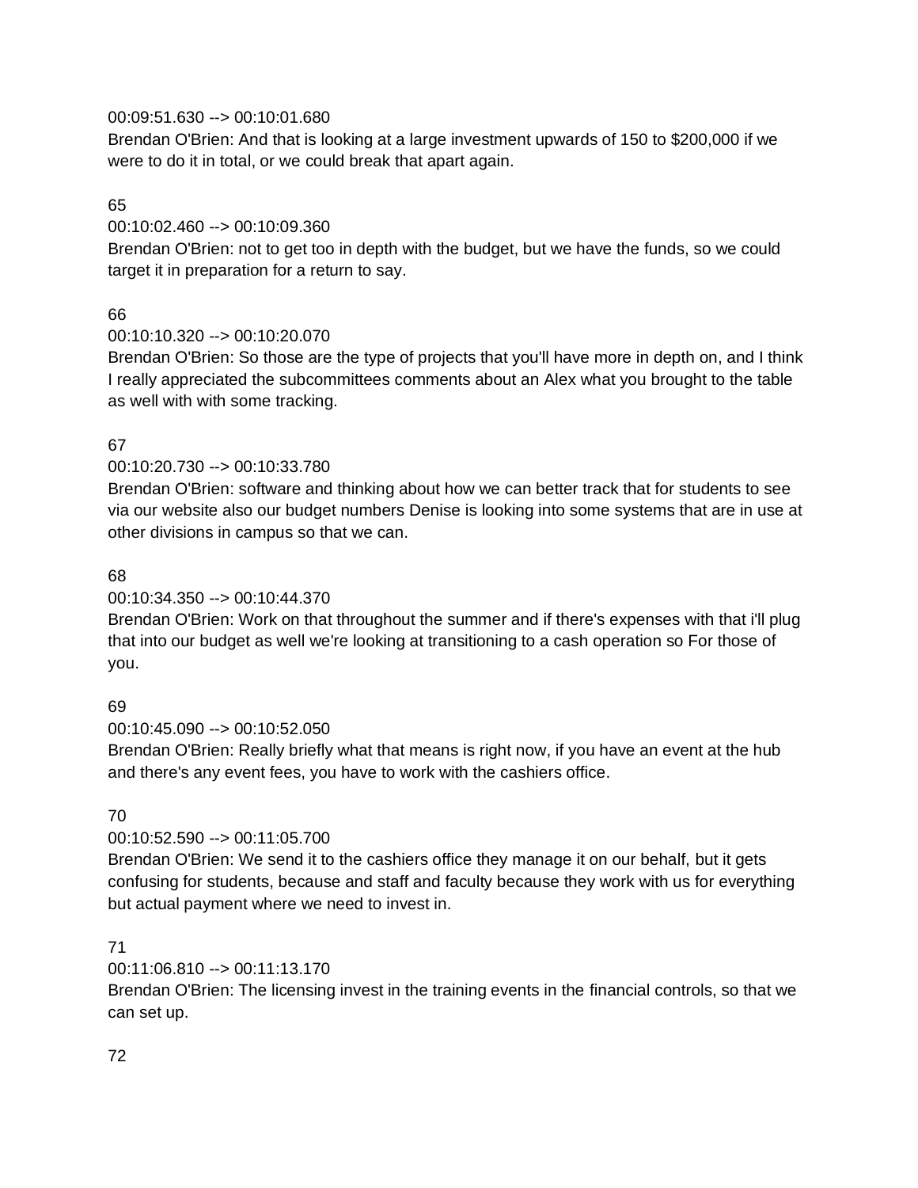00:09:51.630 --> 00:10:01.680
Brendan O'Brien: And that is looking at a large investment upwards of 150 to $200,000 if we were to do it in total, or we could break that apart again.

65

00:10:02.460 --> 00:10:09.360
Brendan O'Brien: not to get too in depth with the budget, but we have the funds, so we could target it in preparation for a return to say.

66

00:10:10.320 --> 00:10:20.070
Brendan O'Brien: So those are the type of projects that you'll have more in depth on, and I think I really appreciated the subcommittees comments about an Alex what you brought to the table as well with with some tracking.

67

00:10:20.730 --> 00:10:33.780
Brendan O'Brien: software and thinking about how we can better track that for students to see via our website also our budget numbers Denise is looking into some systems that are in use at other divisions in campus so that we can.

68

00:10:34.350 --> 00:10:44.370
Brendan O'Brien: Work on that throughout the summer and if there's expenses with that i'll plug that into our budget as well we're looking at transitioning to a cash operation so For those of you.

69

00:10:45.090 --> 00:10:52.050
Brendan O'Brien: Really briefly what that means is right now, if you have an event at the hub and there's any event fees, you have to work with the cashiers office.

70

00:10:52.590 --> 00:11:05.700
Brendan O'Brien: We send it to the cashiers office they manage it on our behalf, but it gets confusing for students, because and staff and faculty because they work with us for everything but actual payment where we need to invest in.

71

00:11:06.810 --> 00:11:13.170
Brendan O'Brien: The licensing invest in the training events in the financial controls, so that we can set up.

72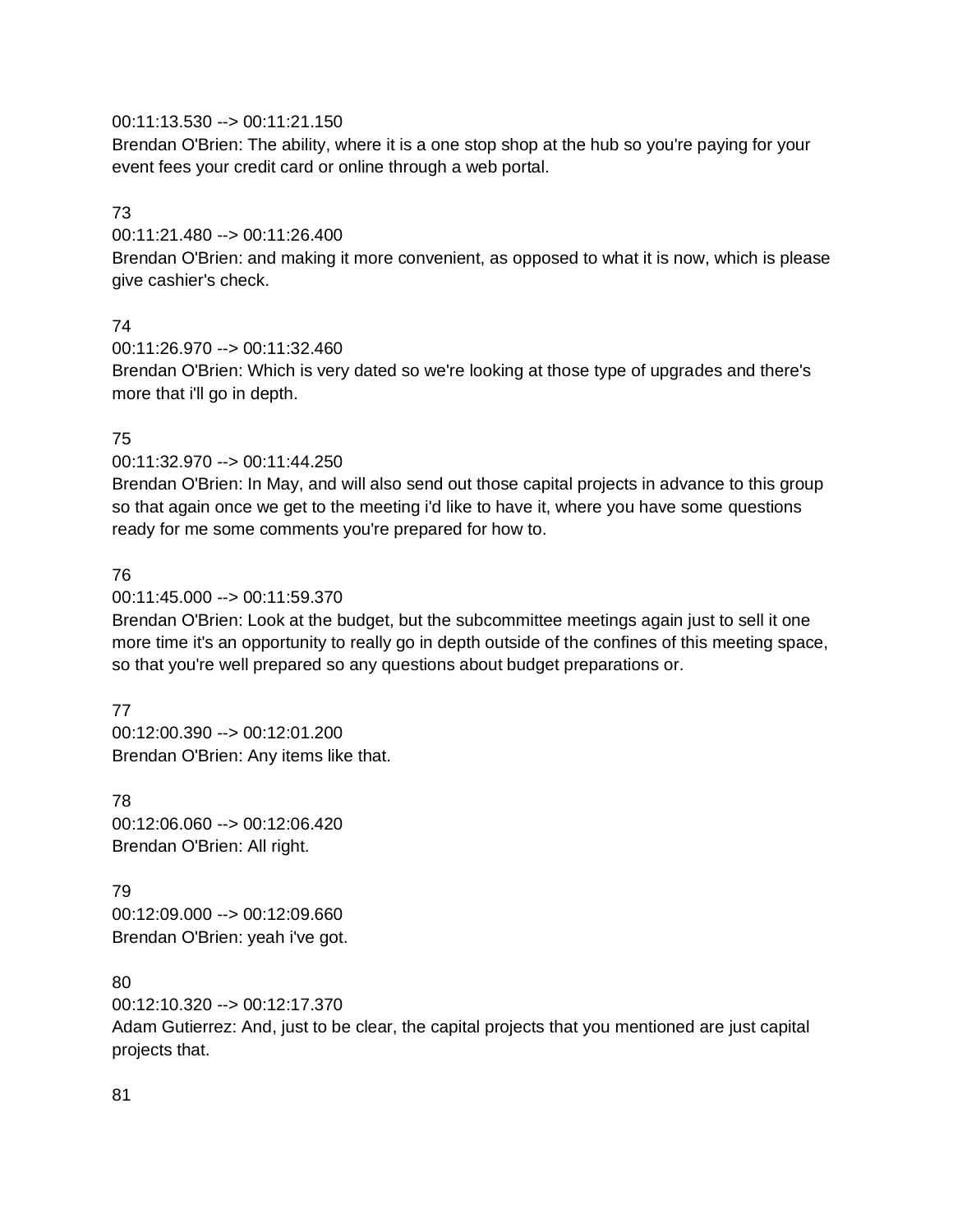00:11:13.530 --> 00:11:21.150
Brendan O'Brien: The ability, where it is a one stop shop at the hub so you're paying for your event fees your credit card or online through a web portal.

73
00:11:21.480 --> 00:11:26.400
Brendan O'Brien: and making it more convenient, as opposed to what it is now, which is please give cashier's check.

74
00:11:26.970 --> 00:11:32.460
Brendan O'Brien: Which is very dated so we're looking at those type of upgrades and there's more that i'll go in depth.

75
00:11:32.970 --> 00:11:44.250
Brendan O'Brien: In May, and will also send out those capital projects in advance to this group so that again once we get to the meeting i'd like to have it, where you have some questions ready for me some comments you're prepared for how to.

76
00:11:45.000 --> 00:11:59.370
Brendan O'Brien: Look at the budget, but the subcommittee meetings again just to sell it one more time it's an opportunity to really go in depth outside of the confines of this meeting space, so that you're well prepared so any questions about budget preparations or.

77
00:12:00.390 --> 00:12:01.200
Brendan O'Brien: Any items like that.

78
00:12:06.060 --> 00:12:06.420
Brendan O'Brien: All right.

79
00:12:09.000 --> 00:12:09.660
Brendan O'Brien: yeah i've got.

80
00:12:10.320 --> 00:12:17.370
Adam Gutierrez: And, just to be clear, the capital projects that you mentioned are just capital projects that.

81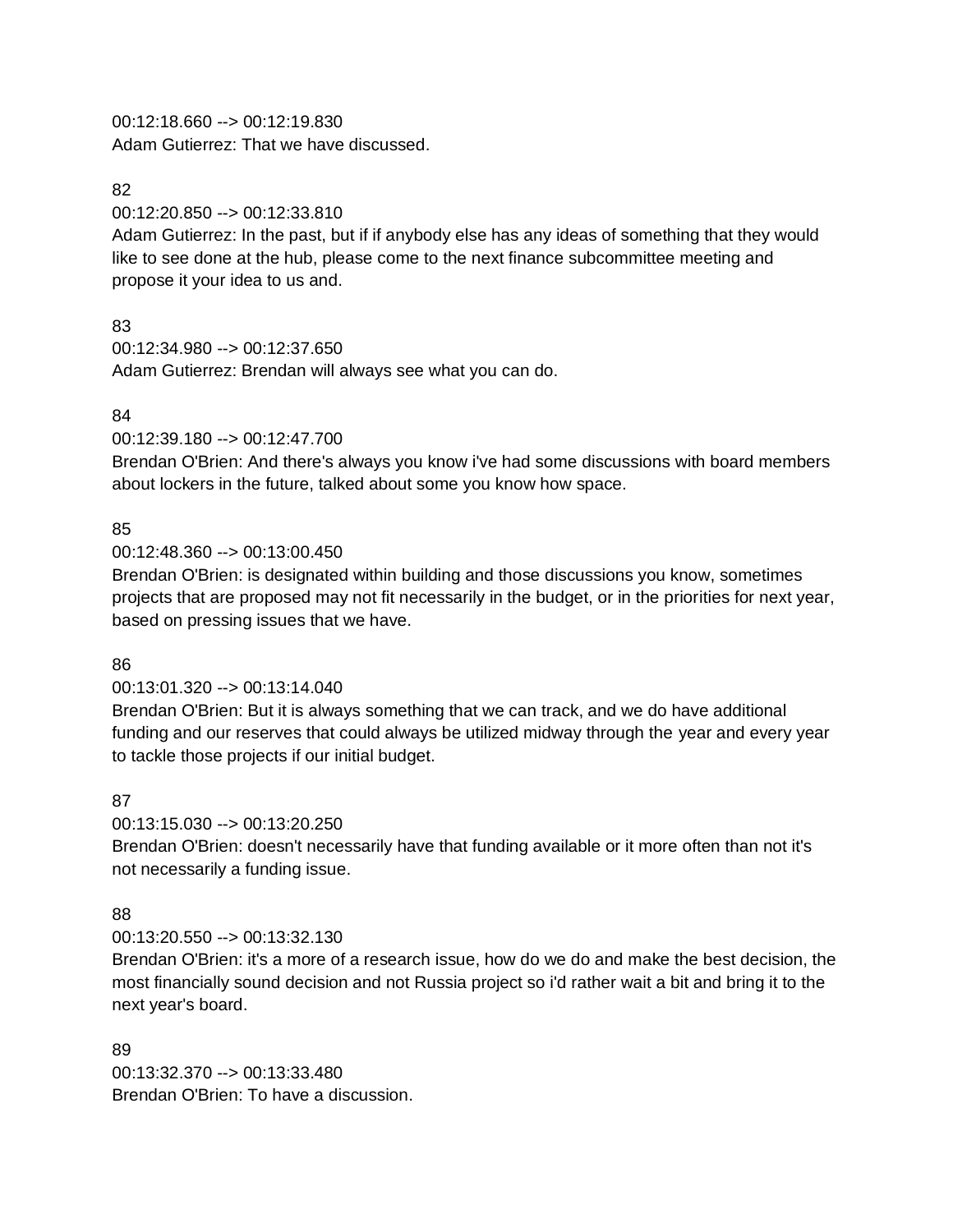00:12:18.660 --> 00:12:19.830
Adam Gutierrez: That we have discussed.

82
00:12:20.850 --> 00:12:33.810
Adam Gutierrez: In the past, but if if anybody else has any ideas of something that they would like to see done at the hub, please come to the next finance subcommittee meeting and propose it your idea to us and.

83
00:12:34.980 --> 00:12:37.650
Adam Gutierrez: Brendan will always see what you can do.

84
00:12:39.180 --> 00:12:47.700
Brendan O'Brien: And there's always you know i've had some discussions with board members about lockers in the future, talked about some you know how space.

85
00:12:48.360 --> 00:13:00.450
Brendan O'Brien: is designated within building and those discussions you know, sometimes projects that are proposed may not fit necessarily in the budget, or in the priorities for next year, based on pressing issues that we have.

86
00:13:01.320 --> 00:13:14.040
Brendan O'Brien: But it is always something that we can track, and we do have additional funding and our reserves that could always be utilized midway through the year and every year to tackle those projects if our initial budget.

87
00:13:15.030 --> 00:13:20.250
Brendan O'Brien: doesn't necessarily have that funding available or it more often than not it's not necessarily a funding issue.

88
00:13:20.550 --> 00:13:32.130
Brendan O'Brien: it's a more of a research issue, how do we do and make the best decision, the most financially sound decision and not Russia project so i'd rather wait a bit and bring it to the next year's board.

89
00:13:32.370 --> 00:13:33.480
Brendan O'Brien: To have a discussion.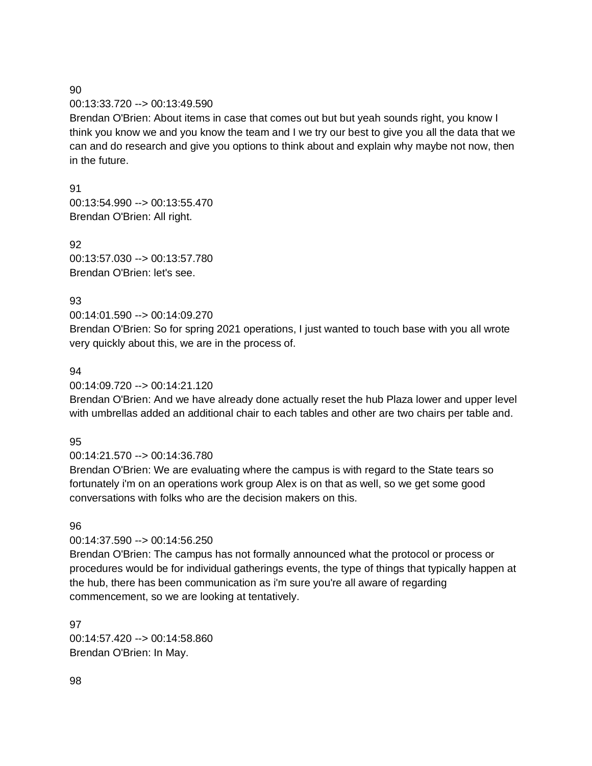90

00:13:33.720 --> 00:13:49.590

Brendan O'Brien: About items in case that comes out but but yeah sounds right, you know I think you know we and you know the team and I we try our best to give you all the data that we can and do research and give you options to think about and explain why maybe not now, then in the future.

91

00:13:54.990 --> 00:13:55.470

Brendan O'Brien: All right.

92

00:13:57.030 --> 00:13:57.780

Brendan O'Brien: let's see.

93

00:14:01.590 --> 00:14:09.270

Brendan O'Brien: So for spring 2021 operations, I just wanted to touch base with you all wrote very quickly about this, we are in the process of.

94

00:14:09.720 --> 00:14:21.120

Brendan O'Brien: And we have already done actually reset the hub Plaza lower and upper level with umbrellas added an additional chair to each tables and other are two chairs per table and.

95

00:14:21.570 --> 00:14:36.780

Brendan O'Brien: We are evaluating where the campus is with regard to the State tears so fortunately i'm on an operations work group Alex is on that as well, so we get some good conversations with folks who are the decision makers on this.

96

00:14:37.590 --> 00:14:56.250

Brendan O'Brien: The campus has not formally announced what the protocol or process or procedures would be for individual gatherings events, the type of things that typically happen at the hub, there has been communication as i'm sure you're all aware of regarding commencement, so we are looking at tentatively.

97

00:14:57.420 --> 00:14:58.860

Brendan O'Brien: In May.

98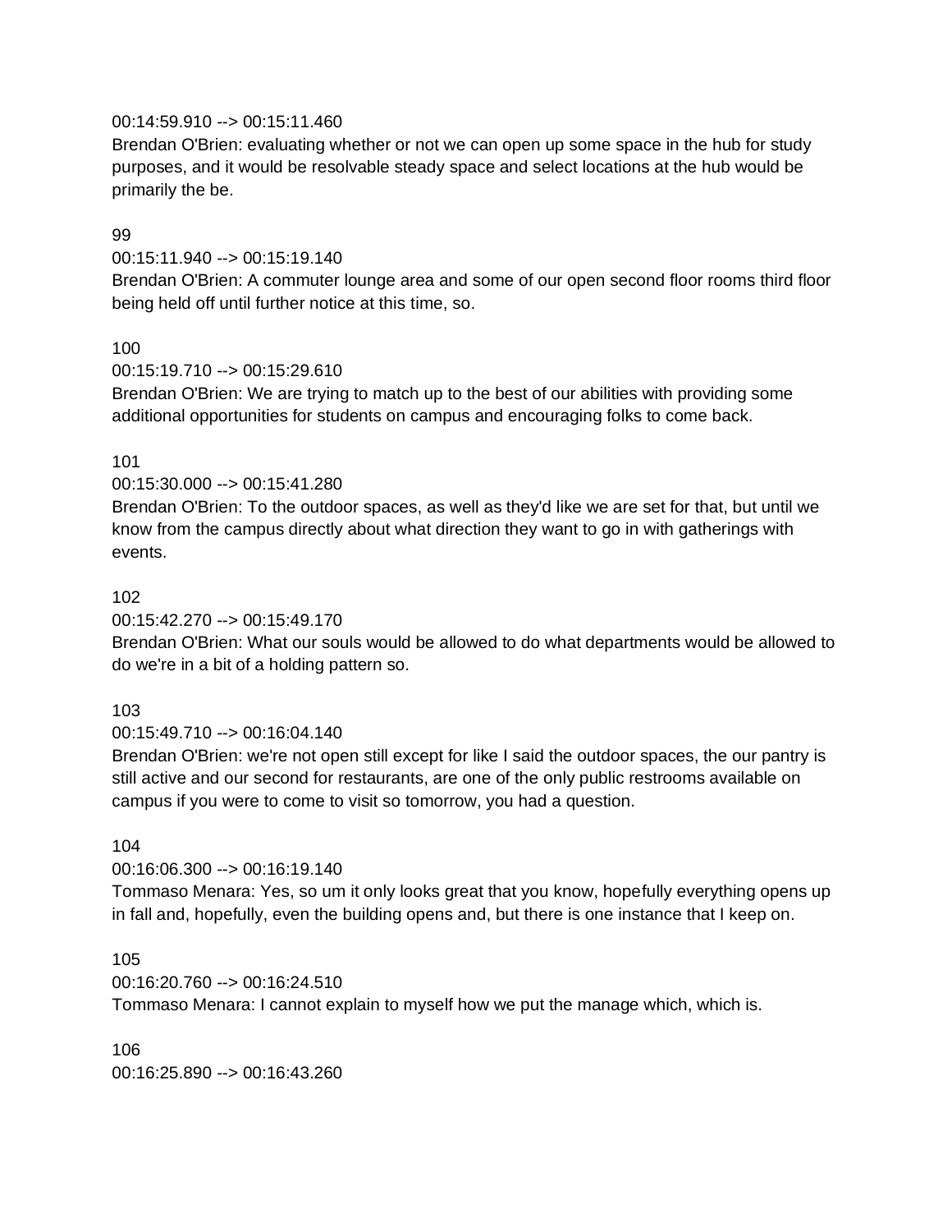00:14:59.910 --> 00:15:11.460
Brendan O'Brien: evaluating whether or not we can open up some space in the hub for study purposes, and it would be resolvable steady space and select locations at the hub would be primarily the be.

99
00:15:11.940 --> 00:15:19.140
Brendan O'Brien: A commuter lounge area and some of our open second floor rooms third floor being held off until further notice at this time, so.

100
00:15:19.710 --> 00:15:29.610
Brendan O'Brien: We are trying to match up to the best of our abilities with providing some additional opportunities for students on campus and encouraging folks to come back.

101
00:15:30.000 --> 00:15:41.280
Brendan O'Brien: To the outdoor spaces, as well as they'd like we are set for that, but until we know from the campus directly about what direction they want to go in with gatherings with events.

102
00:15:42.270 --> 00:15:49.170
Brendan O'Brien: What our souls would be allowed to do what departments would be allowed to do we're in a bit of a holding pattern so.

103
00:15:49.710 --> 00:16:04.140
Brendan O'Brien: we're not open still except for like I said the outdoor spaces, the our pantry is still active and our second for restaurants, are one of the only public restrooms available on campus if you were to come to visit so tomorrow, you had a question.

104
00:16:06.300 --> 00:16:19.140
Tommaso Menara: Yes, so um it only looks great that you know, hopefully everything opens up in fall and, hopefully, even the building opens and, but there is one instance that I keep on.

105
00:16:20.760 --> 00:16:24.510
Tommaso Menara: I cannot explain to myself how we put the manage which, which is.

106
00:16:25.890 --> 00:16:43.260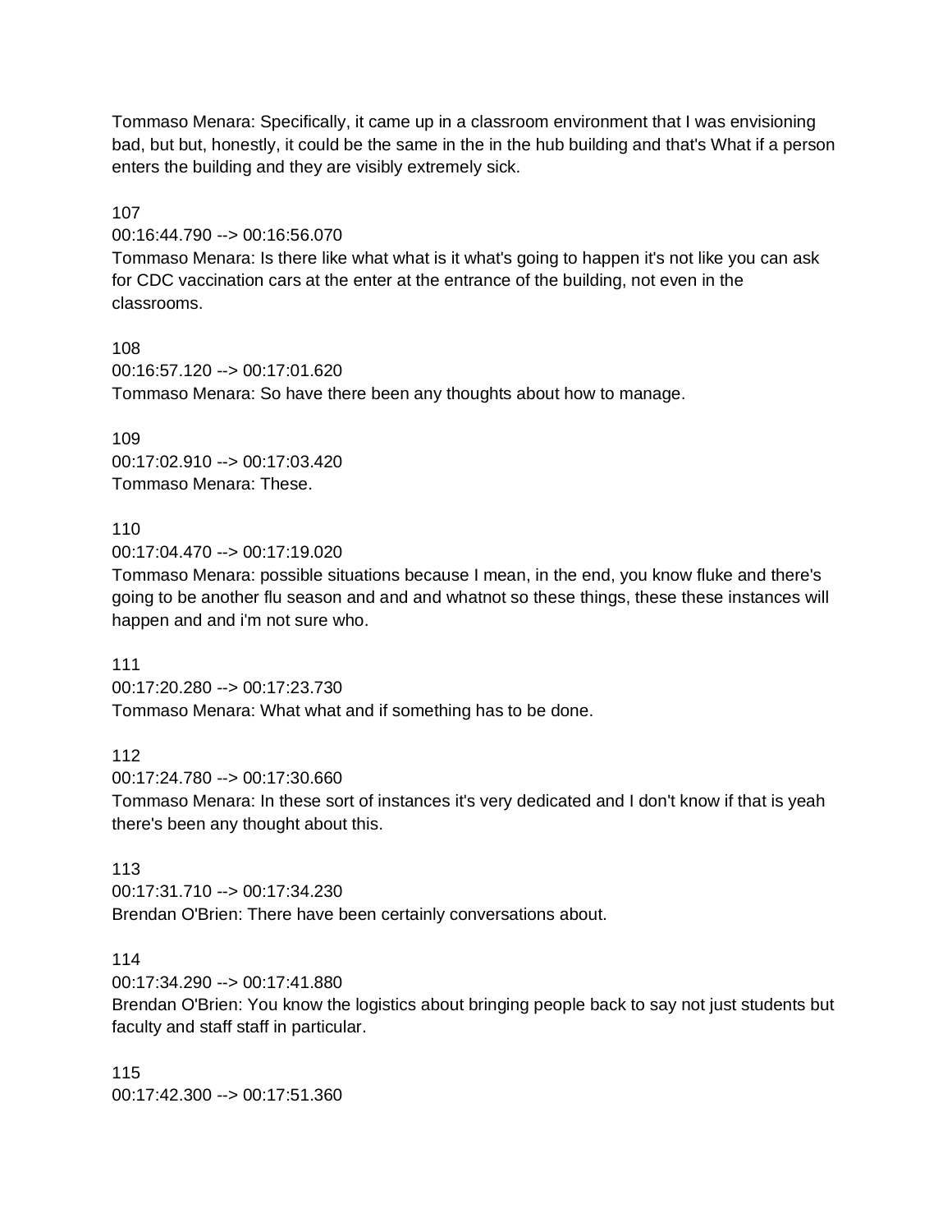Tommaso Menara: Specifically, it came up in a classroom environment that I was envisioning bad, but but, honestly, it could be the same in the in the hub building and that's What if a person enters the building and they are visibly extremely sick.

107
00:16:44.790 --> 00:16:56.070
Tommaso Menara: Is there like what what is it what's going to happen it's not like you can ask for CDC vaccination cars at the enter at the entrance of the building, not even in the classrooms.

108
00:16:57.120 --> 00:17:01.620
Tommaso Menara: So have there been any thoughts about how to manage.

109
00:17:02.910 --> 00:17:03.420
Tommaso Menara: These.

110
00:17:04.470 --> 00:17:19.020
Tommaso Menara: possible situations because I mean, in the end, you know fluke and there's going to be another flu season and and and whatnot so these things, these these instances will happen and and i'm not sure who.

111
00:17:20.280 --> 00:17:23.730
Tommaso Menara: What what and if something has to be done.

112
00:17:24.780 --> 00:17:30.660
Tommaso Menara: In these sort of instances it's very dedicated and I don't know if that is yeah there's been any thought about this.

113
00:17:31.710 --> 00:17:34.230
Brendan O'Brien: There have been certainly conversations about.

114
00:17:34.290 --> 00:17:41.880
Brendan O'Brien: You know the logistics about bringing people back to say not just students but faculty and staff staff in particular.

115
00:17:42.300 --> 00:17:51.360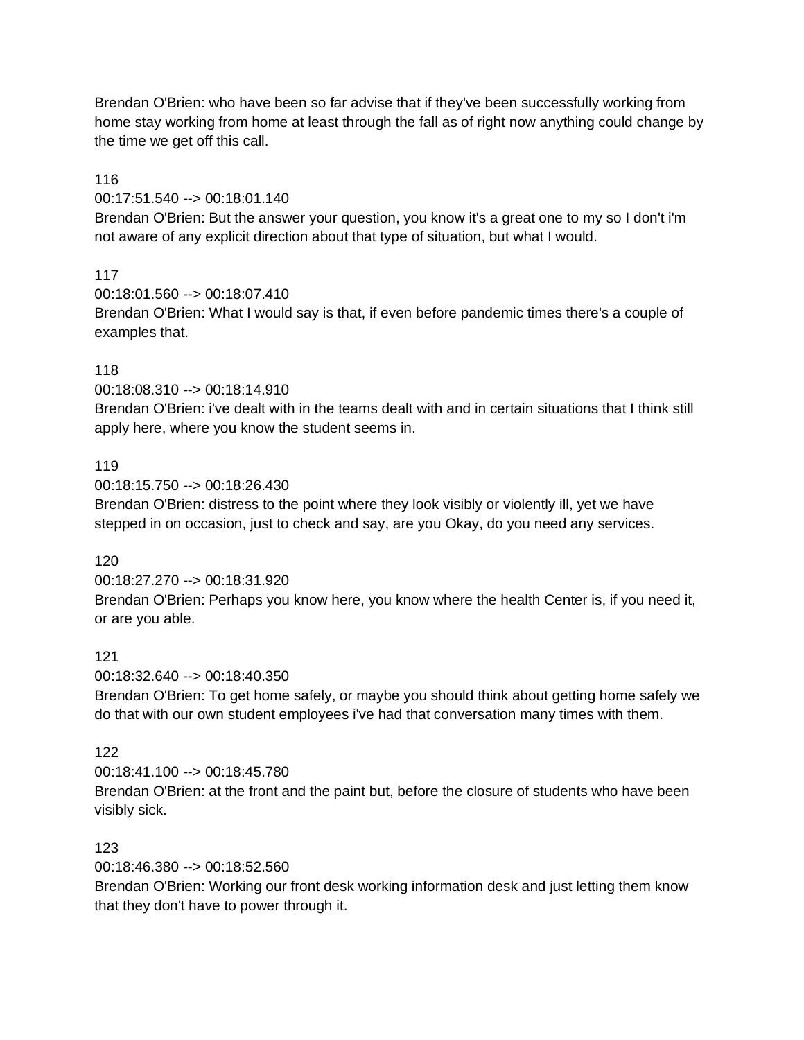Brendan O'Brien: who have been so far advise that if they've been successfully working from home stay working from home at least through the fall as of right now anything could change by the time we get off this call.

116
00:17:51.540 --> 00:18:01.140
Brendan O'Brien: But the answer your question, you know it's a great one to my so I don't i'm not aware of any explicit direction about that type of situation, but what I would.

117
00:18:01.560 --> 00:18:07.410
Brendan O'Brien: What I would say is that, if even before pandemic times there's a couple of examples that.

118
00:18:08.310 --> 00:18:14.910
Brendan O'Brien: i've dealt with in the teams dealt with and in certain situations that I think still apply here, where you know the student seems in.

119
00:18:15.750 --> 00:18:26.430
Brendan O'Brien: distress to the point where they look visibly or violently ill, yet we have stepped in on occasion, just to check and say, are you Okay, do you need any services.

120
00:18:27.270 --> 00:18:31.920
Brendan O'Brien: Perhaps you know here, you know where the health Center is, if you need it, or are you able.

121
00:18:32.640 --> 00:18:40.350
Brendan O'Brien: To get home safely, or maybe you should think about getting home safely we do that with our own student employees i've had that conversation many times with them.

122
00:18:41.100 --> 00:18:45.780
Brendan O'Brien: at the front and the paint but, before the closure of students who have been visibly sick.

123
00:18:46.380 --> 00:18:52.560
Brendan O'Brien: Working our front desk working information desk and just letting them know that they don't have to power through it.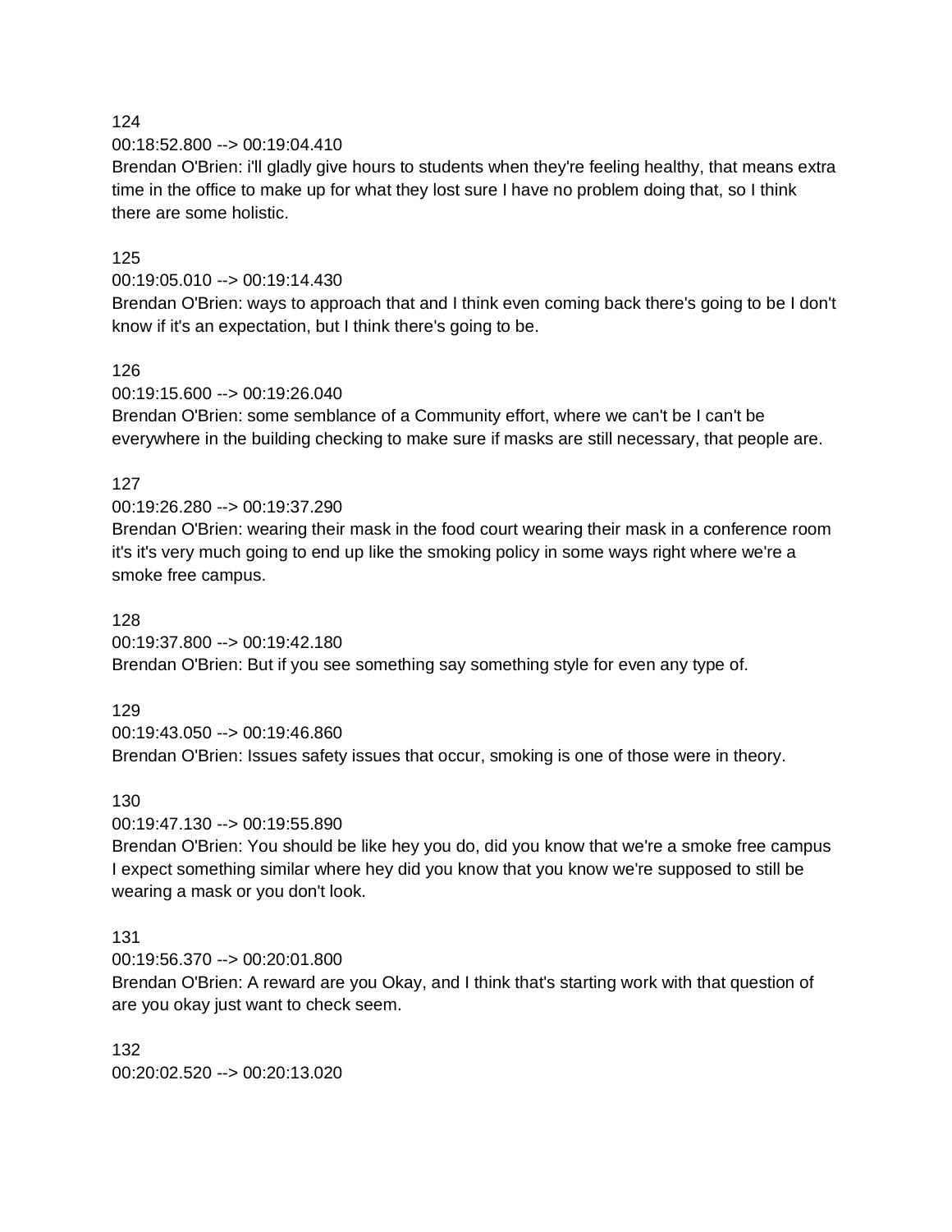124
00:18:52.800 --> 00:19:04.410
Brendan O'Brien: i'll gladly give hours to students when they're feeling healthy, that means extra time in the office to make up for what they lost sure I have no problem doing that, so I think there are some holistic.

125
00:19:05.010 --> 00:19:14.430
Brendan O'Brien: ways to approach that and I think even coming back there's going to be I don't know if it's an expectation, but I think there's going to be.

126
00:19:15.600 --> 00:19:26.040
Brendan O'Brien: some semblance of a Community effort, where we can't be I can't be everywhere in the building checking to make sure if masks are still necessary, that people are.

127
00:19:26.280 --> 00:19:37.290
Brendan O'Brien: wearing their mask in the food court wearing their mask in a conference room it's it's very much going to end up like the smoking policy in some ways right where we're a smoke free campus.

128
00:19:37.800 --> 00:19:42.180
Brendan O'Brien: But if you see something say something style for even any type of.

129
00:19:43.050 --> 00:19:46.860
Brendan O'Brien: Issues safety issues that occur, smoking is one of those were in theory.

130
00:19:47.130 --> 00:19:55.890
Brendan O'Brien: You should be like hey you do, did you know that we're a smoke free campus I expect something similar where hey did you know that you know we're supposed to still be wearing a mask or you don't look.

131
00:19:56.370 --> 00:20:01.800
Brendan O'Brien: A reward are you Okay, and I think that's starting work with that question of are you okay just want to check seem.

132
00:20:02.520 --> 00:20:13.020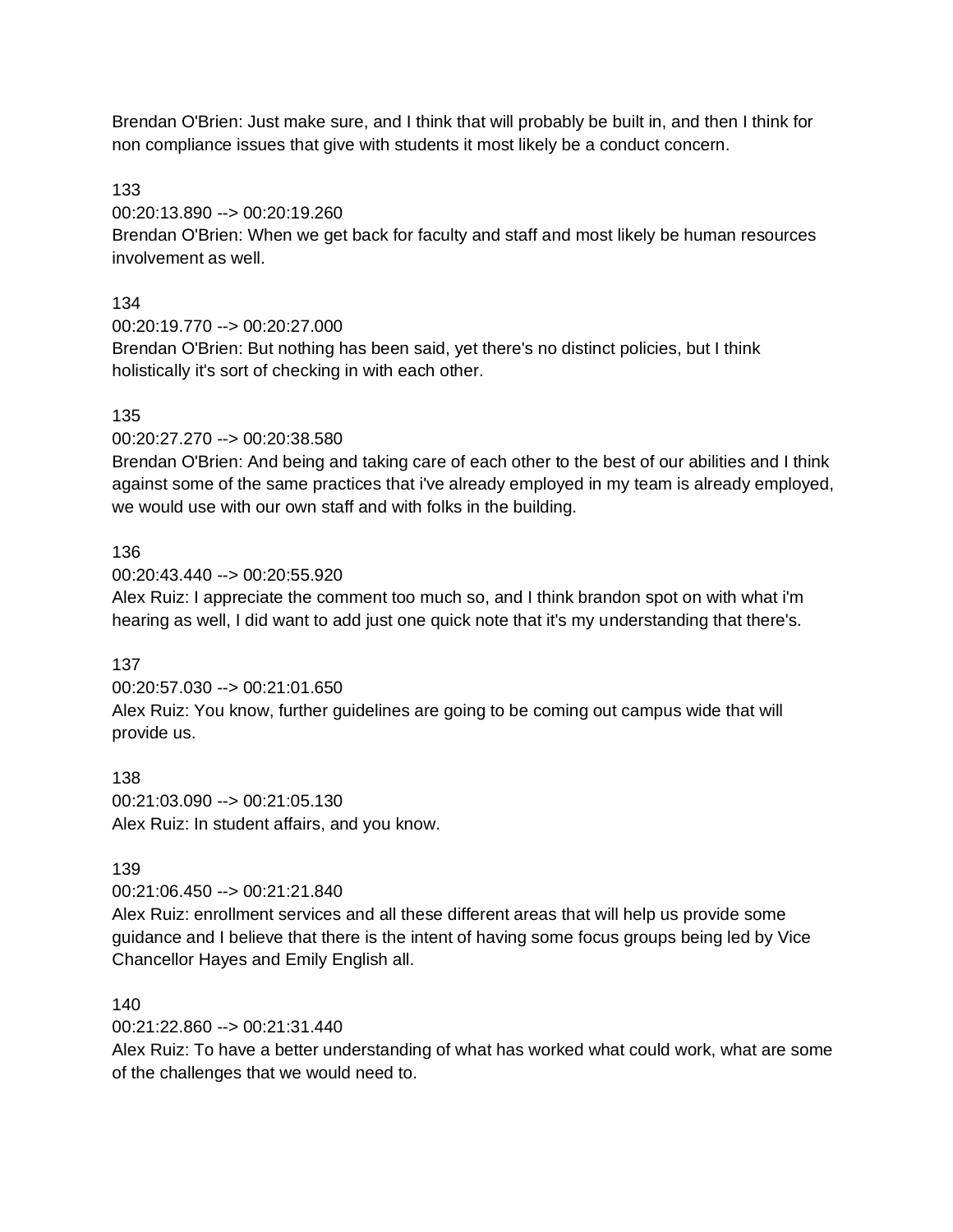Brendan O'Brien: Just make sure, and I think that will probably be built in, and then I think for non compliance issues that give with students it most likely be a conduct concern.

133
00:20:13.890 --> 00:20:19.260
Brendan O'Brien: When we get back for faculty and staff and most likely be human resources involvement as well.

134
00:20:19.770 --> 00:20:27.000
Brendan O'Brien: But nothing has been said, yet there's no distinct policies, but I think holistically it's sort of checking in with each other.

135
00:20:27.270 --> 00:20:38.580
Brendan O'Brien: And being and taking care of each other to the best of our abilities and I think against some of the same practices that i've already employed in my team is already employed, we would use with our own staff and with folks in the building.

136
00:20:43.440 --> 00:20:55.920
Alex Ruiz: I appreciate the comment too much so, and I think brandon spot on with what i'm hearing as well, I did want to add just one quick note that it's my understanding that there's.

137
00:20:57.030 --> 00:21:01.650
Alex Ruiz: You know, further guidelines are going to be coming out campus wide that will provide us.

138
00:21:03.090 --> 00:21:05.130
Alex Ruiz: In student affairs, and you know.

139
00:21:06.450 --> 00:21:21.840
Alex Ruiz: enrollment services and all these different areas that will help us provide some guidance and I believe that there is the intent of having some focus groups being led by Vice Chancellor Hayes and Emily English all.

140
00:21:22.860 --> 00:21:31.440
Alex Ruiz: To have a better understanding of what has worked what could work, what are some of the challenges that we would need to.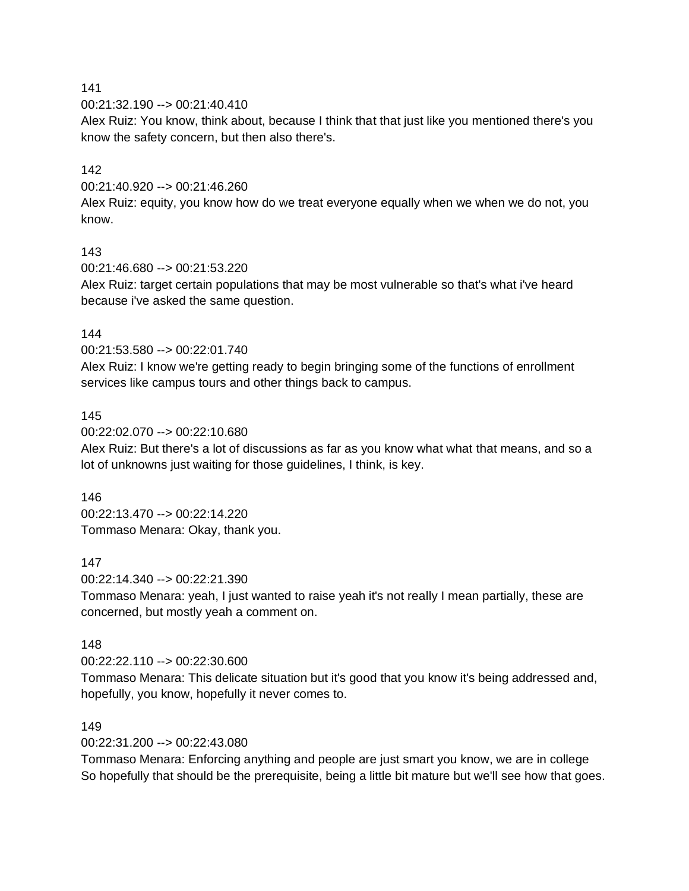141
00:21:32.190 --> 00:21:40.410
Alex Ruiz: You know, think about, because I think that that just like you mentioned there's you know the safety concern, but then also there's.

142
00:21:40.920 --> 00:21:46.260
Alex Ruiz: equity, you know how do we treat everyone equally when we when we do not, you know.

143
00:21:46.680 --> 00:21:53.220
Alex Ruiz: target certain populations that may be most vulnerable so that's what i've heard because i've asked the same question.

144
00:21:53.580 --> 00:22:01.740
Alex Ruiz: I know we're getting ready to begin bringing some of the functions of enrollment services like campus tours and other things back to campus.

145
00:22:02.070 --> 00:22:10.680
Alex Ruiz: But there's a lot of discussions as far as you know what what that means, and so a lot of unknowns just waiting for those guidelines, I think, is key.

146
00:22:13.470 --> 00:22:14.220
Tommaso Menara: Okay, thank you.

147
00:22:14.340 --> 00:22:21.390
Tommaso Menara: yeah, I just wanted to raise yeah it's not really I mean partially, these are concerned, but mostly yeah a comment on.

148
00:22:22.110 --> 00:22:30.600
Tommaso Menara: This delicate situation but it's good that you know it's being addressed and, hopefully, you know, hopefully it never comes to.

149
00:22:31.200 --> 00:22:43.080
Tommaso Menara: Enforcing anything and people are just smart you know, we are in college So hopefully that should be the prerequisite, being a little bit mature but we'll see how that goes.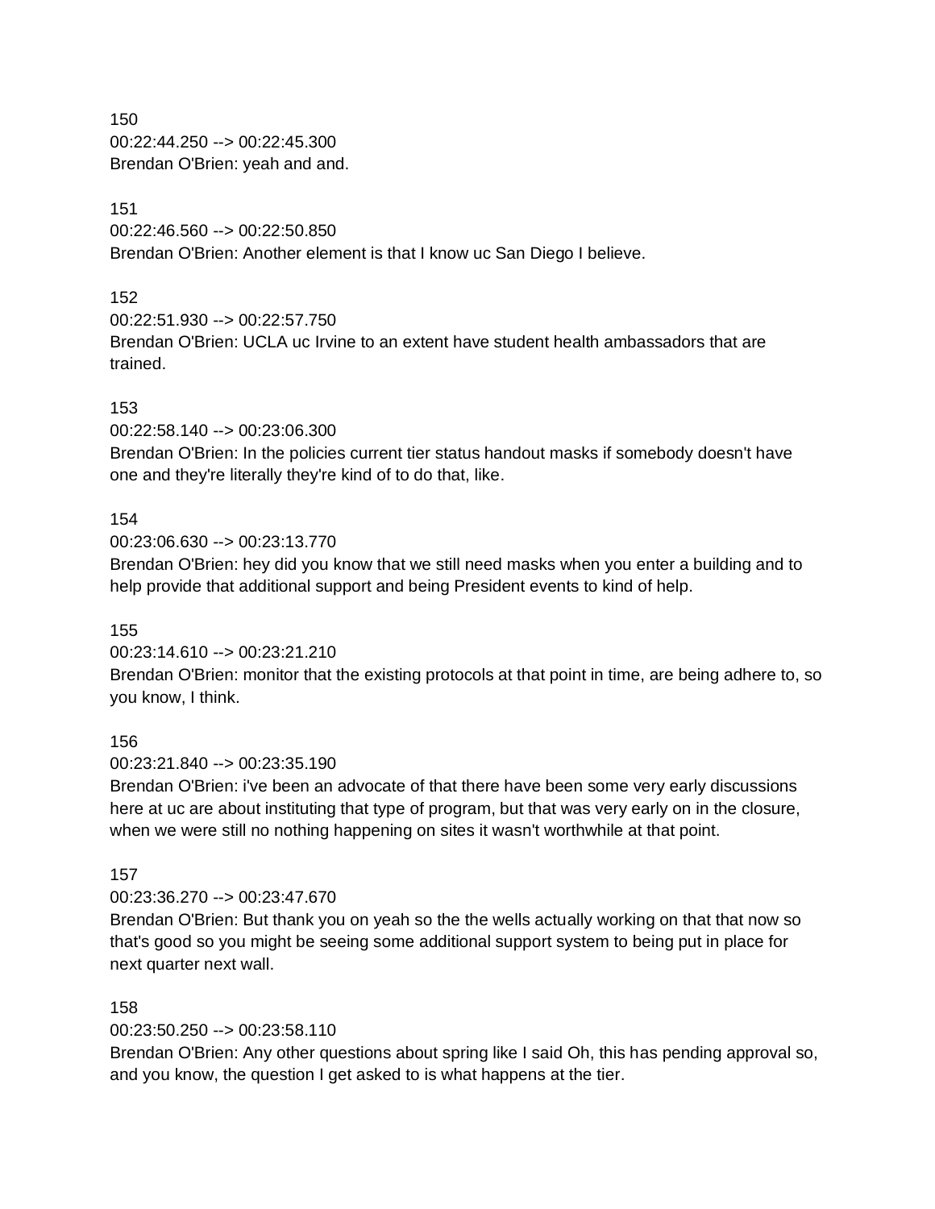150
00:22:44.250 --> 00:22:45.300
Brendan O'Brien: yeah and and.

151
00:22:46.560 --> 00:22:50.850
Brendan O'Brien: Another element is that I know uc San Diego I believe.

152
00:22:51.930 --> 00:22:57.750
Brendan O'Brien: UCLA uc Irvine to an extent have student health ambassadors that are trained.

153
00:22:58.140 --> 00:23:06.300
Brendan O'Brien: In the policies current tier status handout masks if somebody doesn't have one and they're literally they're kind of to do that, like.

154
00:23:06.630 --> 00:23:13.770
Brendan O'Brien: hey did you know that we still need masks when you enter a building and to help provide that additional support and being President events to kind of help.

155
00:23:14.610 --> 00:23:21.210
Brendan O'Brien: monitor that the existing protocols at that point in time, are being adhere to, so you know, I think.

156
00:23:21.840 --> 00:23:35.190
Brendan O'Brien: i've been an advocate of that there have been some very early discussions here at uc are about instituting that type of program, but that was very early on in the closure, when we were still no nothing happening on sites it wasn't worthwhile at that point.

157
00:23:36.270 --> 00:23:47.670
Brendan O'Brien: But thank you on yeah so the the wells actually working on that that now so that's good so you might be seeing some additional support system to being put in place for next quarter next wall.

158
00:23:50.250 --> 00:23:58.110
Brendan O'Brien: Any other questions about spring like I said Oh, this has pending approval so, and you know, the question I get asked to is what happens at the tier.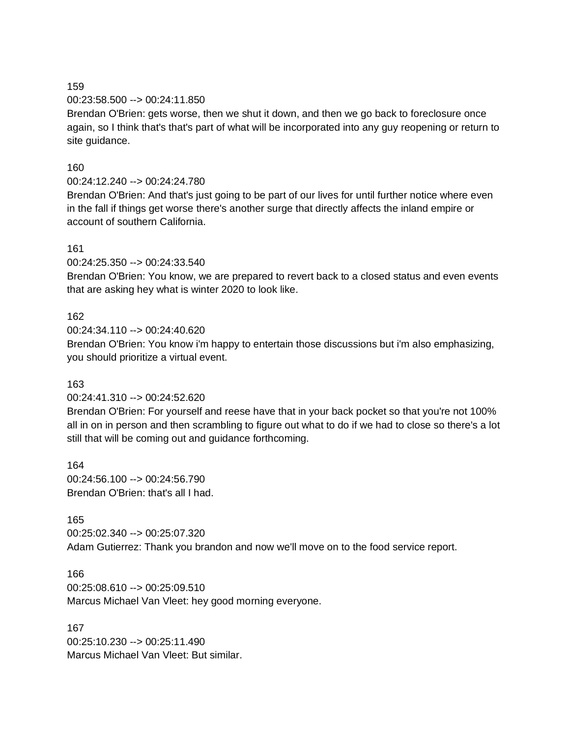159
00:23:58.500 --> 00:24:11.850
Brendan O'Brien: gets worse, then we shut it down, and then we go back to foreclosure once again, so I think that's that's part of what will be incorporated into any guy reopening or return to site guidance.

160
00:24:12.240 --> 00:24:24.780
Brendan O'Brien: And that's just going to be part of our lives for until further notice where even in the fall if things get worse there's another surge that directly affects the inland empire or account of southern California.

161
00:24:25.350 --> 00:24:33.540
Brendan O'Brien: You know, we are prepared to revert back to a closed status and even events that are asking hey what is winter 2020 to look like.

162
00:24:34.110 --> 00:24:40.620
Brendan O'Brien: You know i'm happy to entertain those discussions but i'm also emphasizing, you should prioritize a virtual event.

163
00:24:41.310 --> 00:24:52.620
Brendan O'Brien: For yourself and reese have that in your back pocket so that you're not 100% all in on in person and then scrambling to figure out what to do if we had to close so there's a lot still that will be coming out and guidance forthcoming.

164
00:24:56.100 --> 00:24:56.790
Brendan O'Brien: that's all I had.

165
00:25:02.340 --> 00:25:07.320
Adam Gutierrez: Thank you brandon and now we'll move on to the food service report.

166
00:25:08.610 --> 00:25:09.510
Marcus Michael Van Vleet: hey good morning everyone.

167
00:25:10.230 --> 00:25:11.490
Marcus Michael Van Vleet: But similar.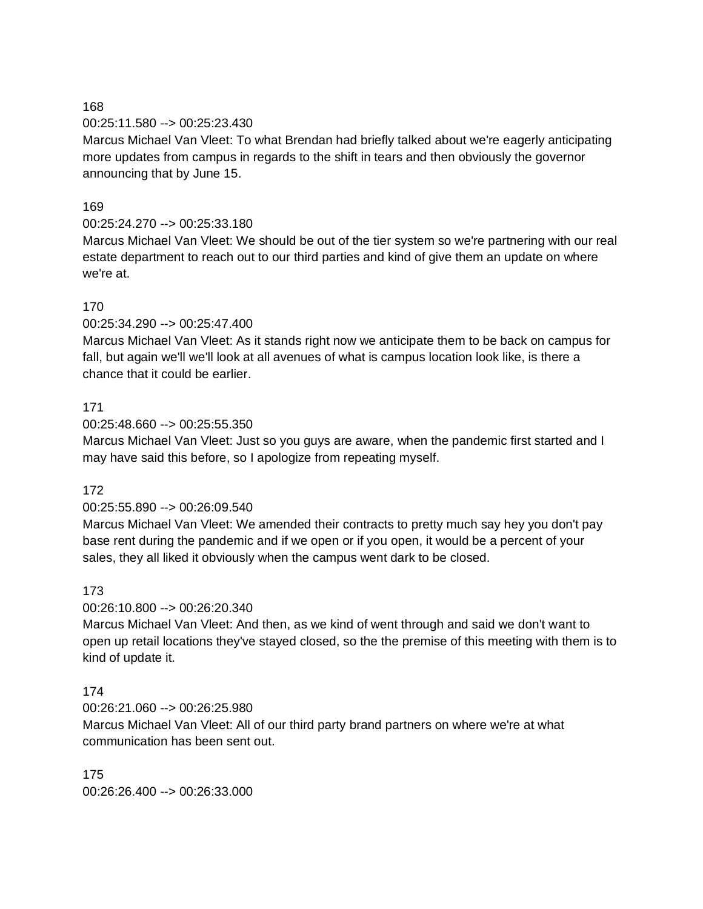168

00:25:11.580 --> 00:25:23.430

Marcus Michael Van Vleet: To what Brendan had briefly talked about we're eagerly anticipating more updates from campus in regards to the shift in tears and then obviously the governor announcing that by June 15.

169

00:25:24.270 --> 00:25:33.180

Marcus Michael Van Vleet: We should be out of the tier system so we're partnering with our real estate department to reach out to our third parties and kind of give them an update on where we're at.

170

00:25:34.290 --> 00:25:47.400

Marcus Michael Van Vleet: As it stands right now we anticipate them to be back on campus for fall, but again we'll we'll look at all avenues of what is campus location look like, is there a chance that it could be earlier.

171

00:25:48.660 --> 00:25:55.350

Marcus Michael Van Vleet: Just so you guys are aware, when the pandemic first started and I may have said this before, so I apologize from repeating myself.

172

00:25:55.890 --> 00:26:09.540

Marcus Michael Van Vleet: We amended their contracts to pretty much say hey you don't pay base rent during the pandemic and if we open or if you open, it would be a percent of your sales, they all liked it obviously when the campus went dark to be closed.

173

00:26:10.800 --> 00:26:20.340

Marcus Michael Van Vleet: And then, as we kind of went through and said we don't want to open up retail locations they've stayed closed, so the the premise of this meeting with them is to kind of update it.

174

00:26:21.060 --> 00:26:25.980

Marcus Michael Van Vleet: All of our third party brand partners on where we're at what communication has been sent out.

175

00:26:26.400 --> 00:26:33.000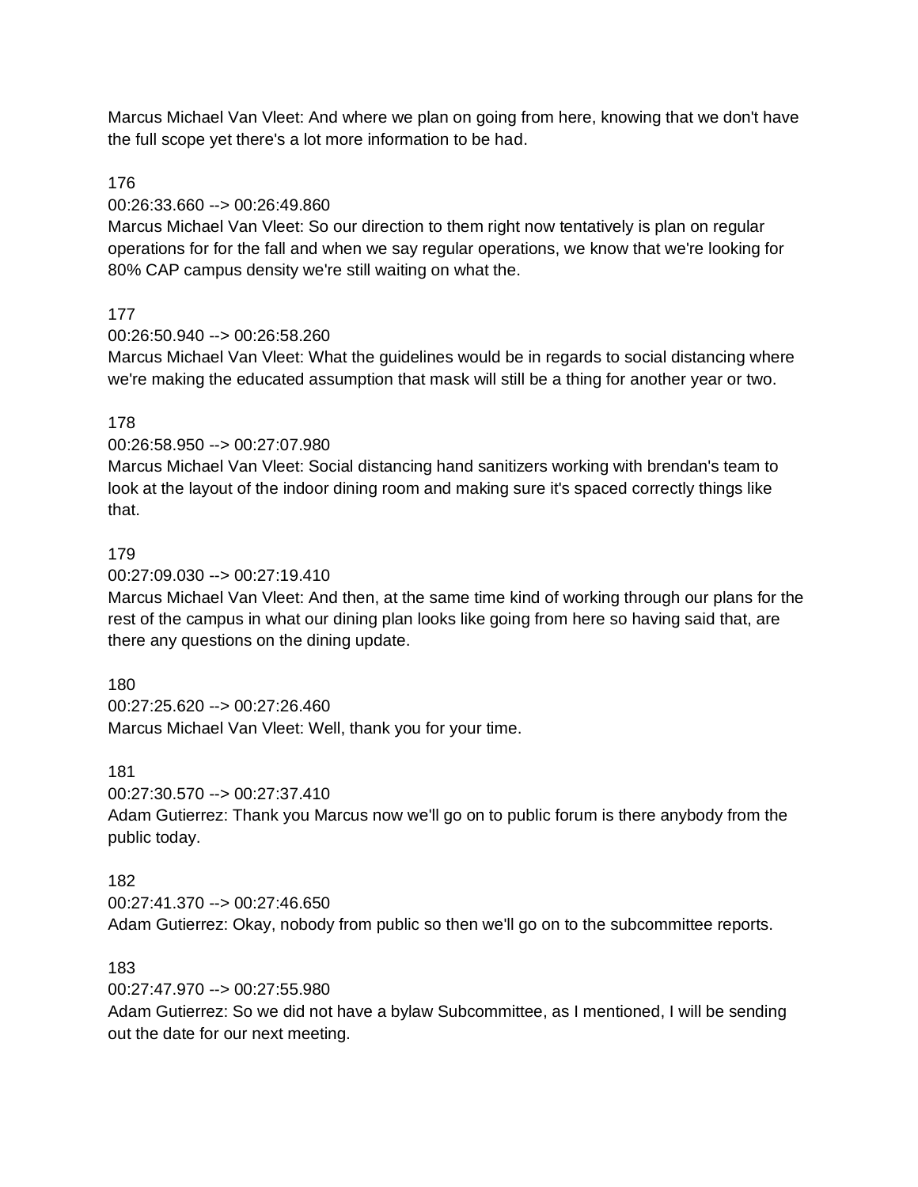Marcus Michael Van Vleet: And where we plan on going from here, knowing that we don't have the full scope yet there's a lot more information to be had.

176

00:26:33.660 --> 00:26:49.860

Marcus Michael Van Vleet: So our direction to them right now tentatively is plan on regular operations for for the fall and when we say regular operations, we know that we're looking for 80% CAP campus density we're still waiting on what the.

177

00:26:50.940 --> 00:26:58.260

Marcus Michael Van Vleet: What the guidelines would be in regards to social distancing where we're making the educated assumption that mask will still be a thing for another year or two.

178

00:26:58.950 --> 00:27:07.980

Marcus Michael Van Vleet: Social distancing hand sanitizers working with brendan's team to look at the layout of the indoor dining room and making sure it's spaced correctly things like that.

179

00:27:09.030 --> 00:27:19.410

Marcus Michael Van Vleet: And then, at the same time kind of working through our plans for the rest of the campus in what our dining plan looks like going from here so having said that, are there any questions on the dining update.

180

00:27:25.620 --> 00:27:26.460

Marcus Michael Van Vleet: Well, thank you for your time.

181

00:27:30.570 --> 00:27:37.410

Adam Gutierrez: Thank you Marcus now we'll go on to public forum is there anybody from the public today.

182

00:27:41.370 --> 00:27:46.650

Adam Gutierrez: Okay, nobody from public so then we'll go on to the subcommittee reports.

183

00:27:47.970 --> 00:27:55.980

Adam Gutierrez: So we did not have a bylaw Subcommittee, as I mentioned, I will be sending out the date for our next meeting.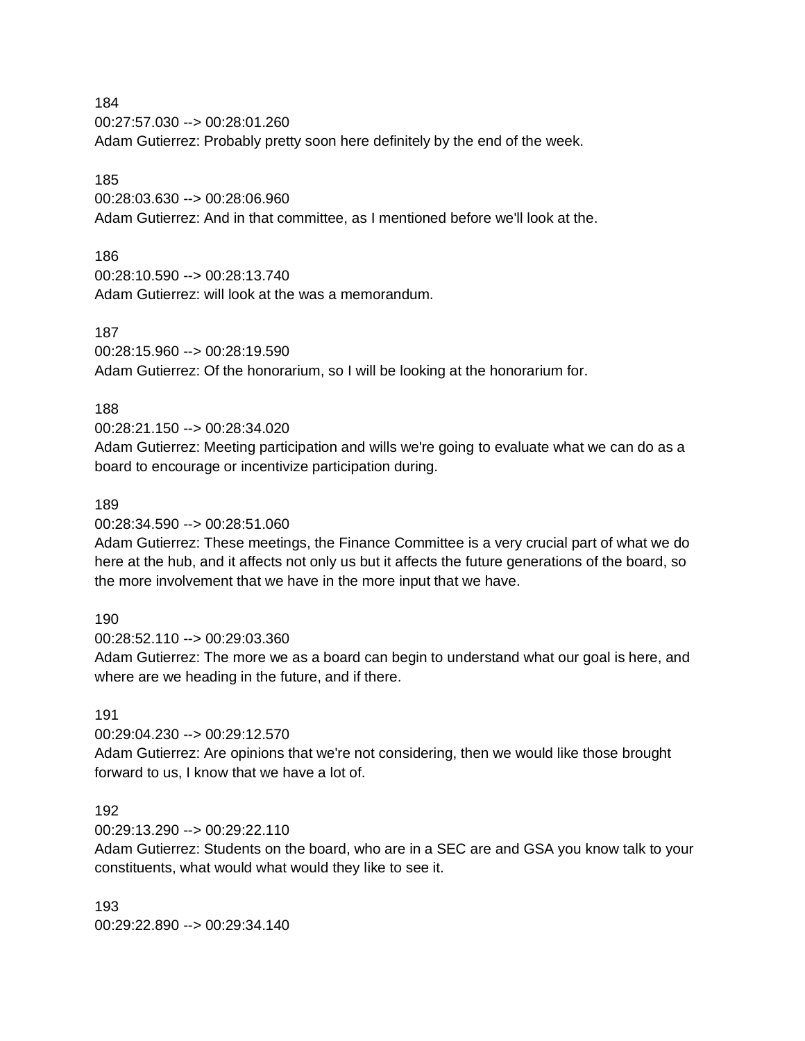184
00:27:57.030 --> 00:28:01.260
Adam Gutierrez: Probably pretty soon here definitely by the end of the week.

185
00:28:03.630 --> 00:28:06.960
Adam Gutierrez: And in that committee, as I mentioned before we'll look at the.

186
00:28:10.590 --> 00:28:13.740
Adam Gutierrez: will look at the was a memorandum.

187
00:28:15.960 --> 00:28:19.590
Adam Gutierrez: Of the honorarium, so I will be looking at the honorarium for.

188
00:28:21.150 --> 00:28:34.020
Adam Gutierrez: Meeting participation and wills we're going to evaluate what we can do as a board to encourage or incentivize participation during.

189
00:28:34.590 --> 00:28:51.060
Adam Gutierrez: These meetings, the Finance Committee is a very crucial part of what we do here at the hub, and it affects not only us but it affects the future generations of the board, so the more involvement that we have in the more input that we have.

190
00:28:52.110 --> 00:29:03.360
Adam Gutierrez: The more we as a board can begin to understand what our goal is here, and where are we heading in the future, and if there.

191
00:29:04.230 --> 00:29:12.570
Adam Gutierrez: Are opinions that we're not considering, then we would like those brought forward to us, I know that we have a lot of.

192
00:29:13.290 --> 00:29:22.110
Adam Gutierrez: Students on the board, who are in a SEC are and GSA you know talk to your constituents, what would what would they like to see it.

193
00:29:22.890 --> 00:29:34.140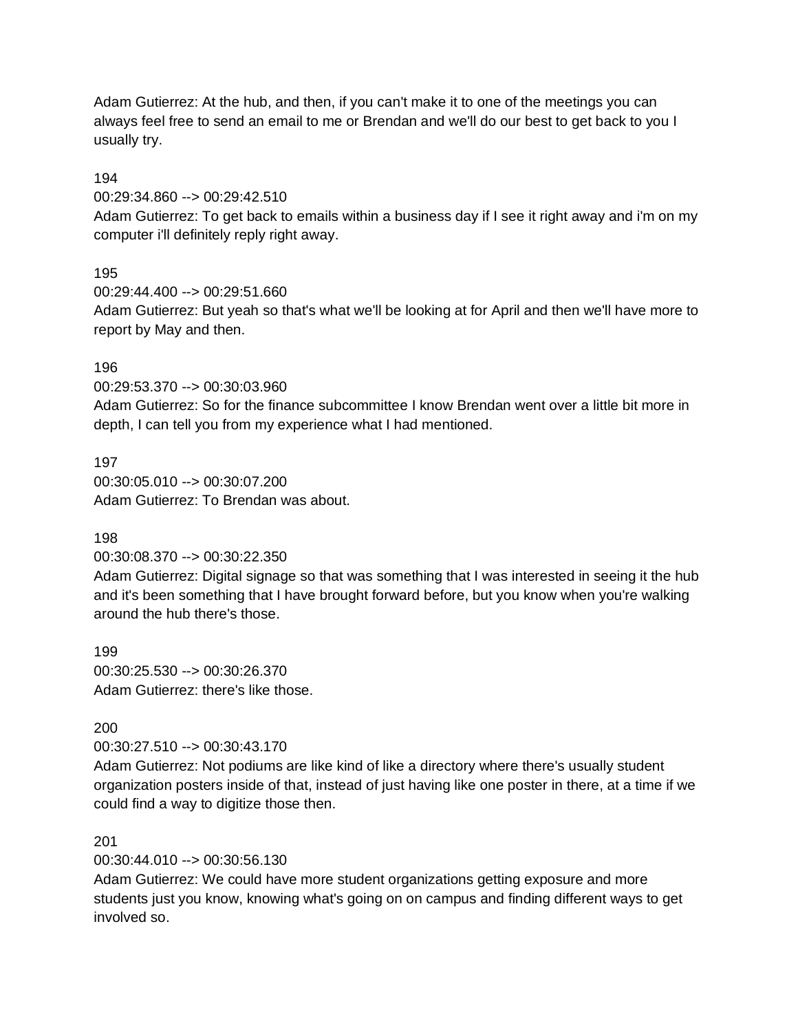Adam Gutierrez: At the hub, and then, if you can't make it to one of the meetings you can always feel free to send an email to me or Brendan and we'll do our best to get back to you I usually try.

194
00:29:34.860 --> 00:29:42.510
Adam Gutierrez: To get back to emails within a business day if I see it right away and i'm on my computer i'll definitely reply right away.

195
00:29:44.400 --> 00:29:51.660
Adam Gutierrez: But yeah so that's what we'll be looking at for April and then we'll have more to report by May and then.

196
00:29:53.370 --> 00:30:03.960
Adam Gutierrez: So for the finance subcommittee I know Brendan went over a little bit more in depth, I can tell you from my experience what I had mentioned.

197
00:30:05.010 --> 00:30:07.200
Adam Gutierrez: To Brendan was about.

198
00:30:08.370 --> 00:30:22.350
Adam Gutierrez: Digital signage so that was something that I was interested in seeing it the hub and it's been something that I have brought forward before, but you know when you're walking around the hub there's those.

199
00:30:25.530 --> 00:30:26.370
Adam Gutierrez: there's like those.

200
00:30:27.510 --> 00:30:43.170
Adam Gutierrez: Not podiums are like kind of like a directory where there's usually student organization posters inside of that, instead of just having like one poster in there, at a time if we could find a way to digitize those then.

201
00:30:44.010 --> 00:30:56.130
Adam Gutierrez: We could have more student organizations getting exposure and more students just you know, knowing what's going on on campus and finding different ways to get involved so.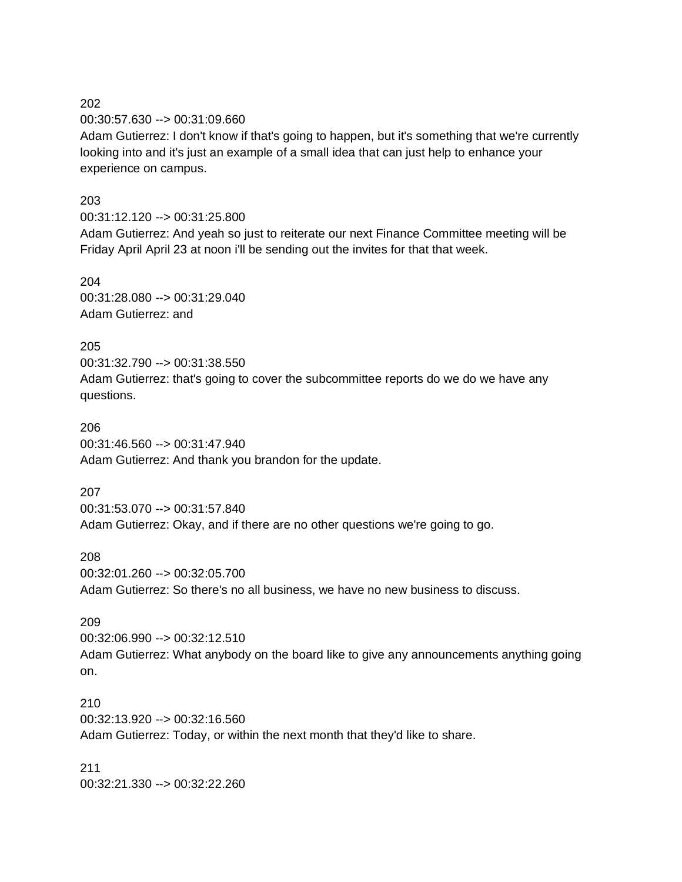202
00:30:57.630 --> 00:31:09.660
Adam Gutierrez: I don't know if that's going to happen, but it's something that we're currently looking into and it's just an example of a small idea that can just help to enhance your experience on campus.

203
00:31:12.120 --> 00:31:25.800
Adam Gutierrez: And yeah so just to reiterate our next Finance Committee meeting will be Friday April April 23 at noon i'll be sending out the invites for that that week.

204
00:31:28.080 --> 00:31:29.040
Adam Gutierrez: and

205
00:31:32.790 --> 00:31:38.550
Adam Gutierrez: that's going to cover the subcommittee reports do we do we have any questions.

206
00:31:46.560 --> 00:31:47.940
Adam Gutierrez: And thank you brandon for the update.

207
00:31:53.070 --> 00:31:57.840
Adam Gutierrez: Okay, and if there are no other questions we're going to go.

208
00:32:01.260 --> 00:32:05.700
Adam Gutierrez: So there's no all business, we have no new business to discuss.

209
00:32:06.990 --> 00:32:12.510
Adam Gutierrez: What anybody on the board like to give any announcements anything going on.

210
00:32:13.920 --> 00:32:16.560
Adam Gutierrez: Today, or within the next month that they'd like to share.

211
00:32:21.330 --> 00:32:22.260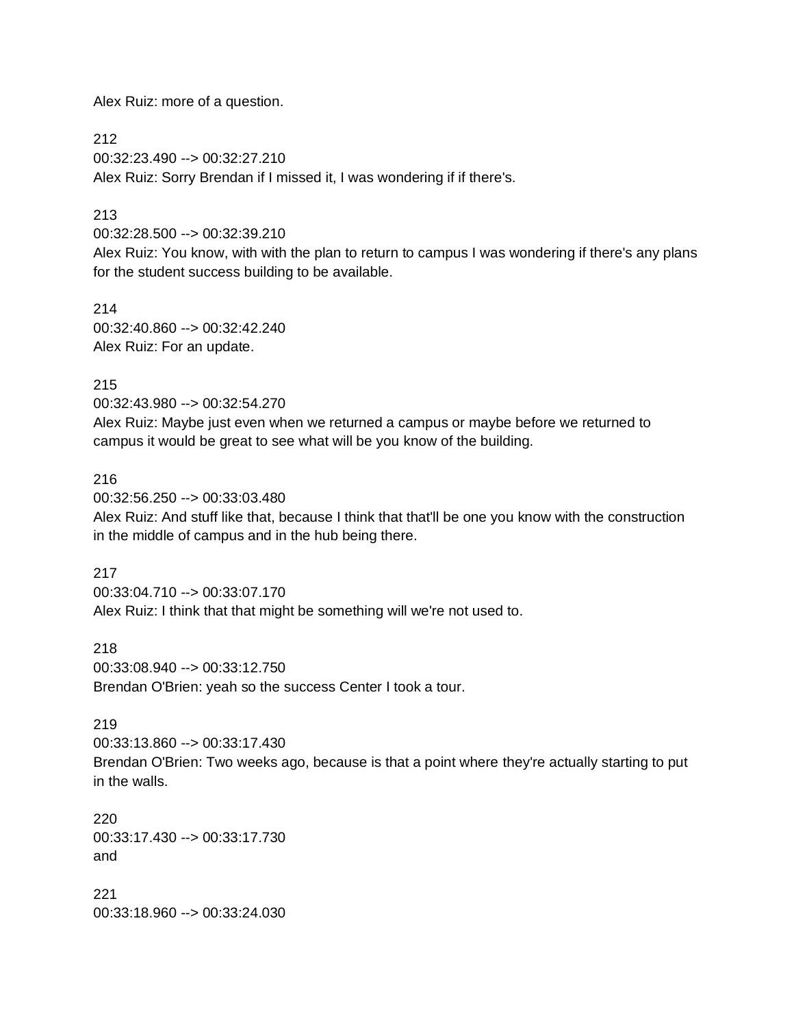Alex Ruiz: more of a question.

212
00:32:23.490 --> 00:32:27.210
Alex Ruiz: Sorry Brendan if I missed it, I was wondering if if there's.

213
00:32:28.500 --> 00:32:39.210
Alex Ruiz: You know, with with the plan to return to campus I was wondering if there's any plans for the student success building to be available.

214
00:32:40.860 --> 00:32:42.240
Alex Ruiz: For an update.

215
00:32:43.980 --> 00:32:54.270
Alex Ruiz: Maybe just even when we returned a campus or maybe before we returned to campus it would be great to see what will be you know of the building.

216
00:32:56.250 --> 00:33:03.480
Alex Ruiz: And stuff like that, because I think that that'll be one you know with the construction in the middle of campus and in the hub being there.

217
00:33:04.710 --> 00:33:07.170
Alex Ruiz: I think that that might be something will we're not used to.

218
00:33:08.940 --> 00:33:12.750
Brendan O'Brien: yeah so the success Center I took a tour.

219
00:33:13.860 --> 00:33:17.430
Brendan O'Brien: Two weeks ago, because is that a point where they're actually starting to put in the walls.

220
00:33:17.430 --> 00:33:17.730
and

221
00:33:18.960 --> 00:33:24.030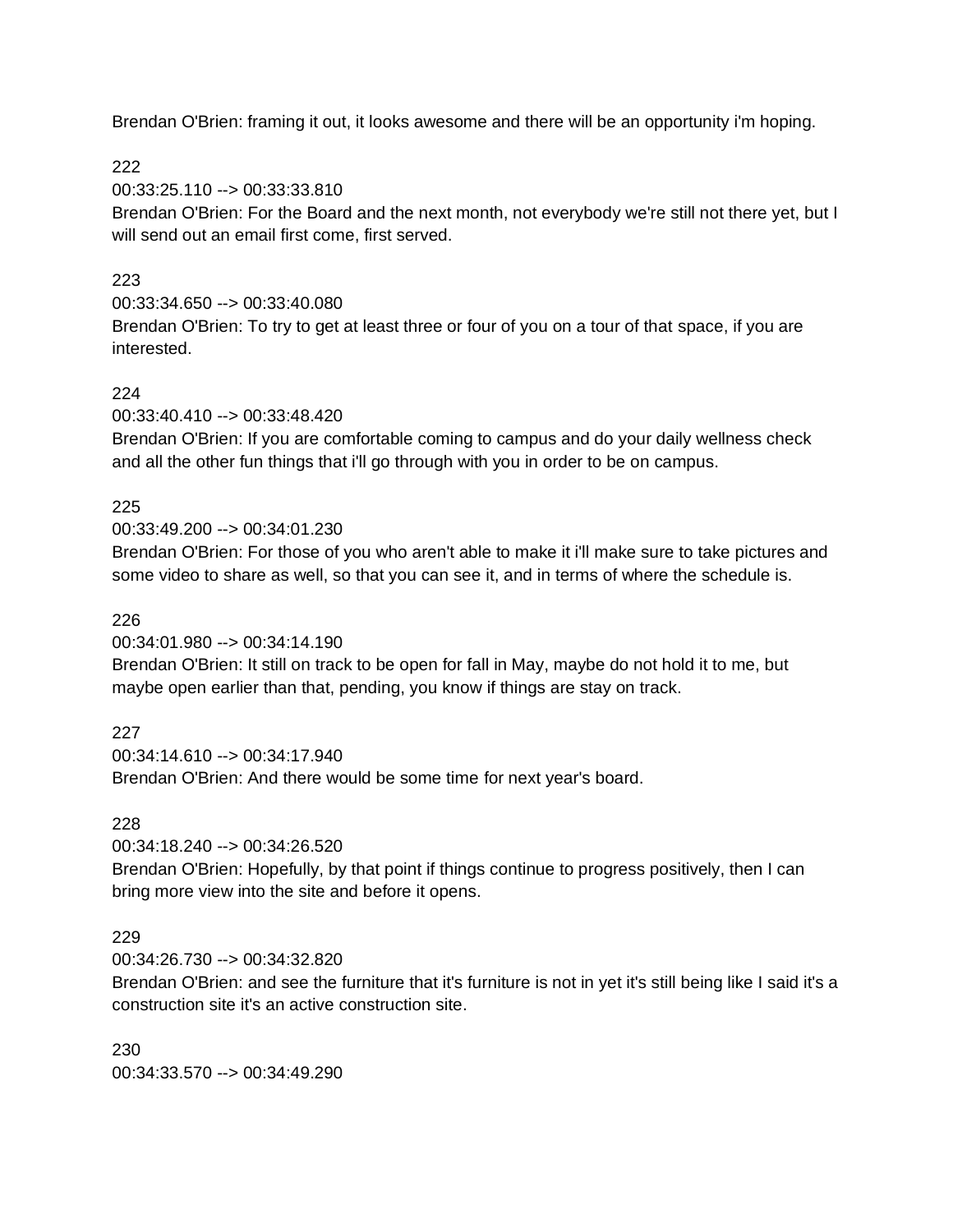Brendan O'Brien: framing it out, it looks awesome and there will be an opportunity i'm hoping.

222
00:33:25.110 --> 00:33:33.810
Brendan O'Brien: For the Board and the next month, not everybody we're still not there yet, but I will send out an email first come, first served.

223
00:33:34.650 --> 00:33:40.080
Brendan O'Brien: To try to get at least three or four of you on a tour of that space, if you are interested.

224
00:33:40.410 --> 00:33:48.420
Brendan O'Brien: If you are comfortable coming to campus and do your daily wellness check and all the other fun things that i'll go through with you in order to be on campus.

225
00:33:49.200 --> 00:34:01.230
Brendan O'Brien: For those of you who aren't able to make it i'll make sure to take pictures and some video to share as well, so that you can see it, and in terms of where the schedule is.

226
00:34:01.980 --> 00:34:14.190
Brendan O'Brien: It still on track to be open for fall in May, maybe do not hold it to me, but maybe open earlier than that, pending, you know if things are stay on track.

227
00:34:14.610 --> 00:34:17.940
Brendan O'Brien: And there would be some time for next year's board.

228
00:34:18.240 --> 00:34:26.520
Brendan O'Brien: Hopefully, by that point if things continue to progress positively, then I can bring more view into the site and before it opens.

229
00:34:26.730 --> 00:34:32.820
Brendan O'Brien: and see the furniture that it's furniture is not in yet it's still being like I said it's a construction site it's an active construction site.

230
00:34:33.570 --> 00:34:49.290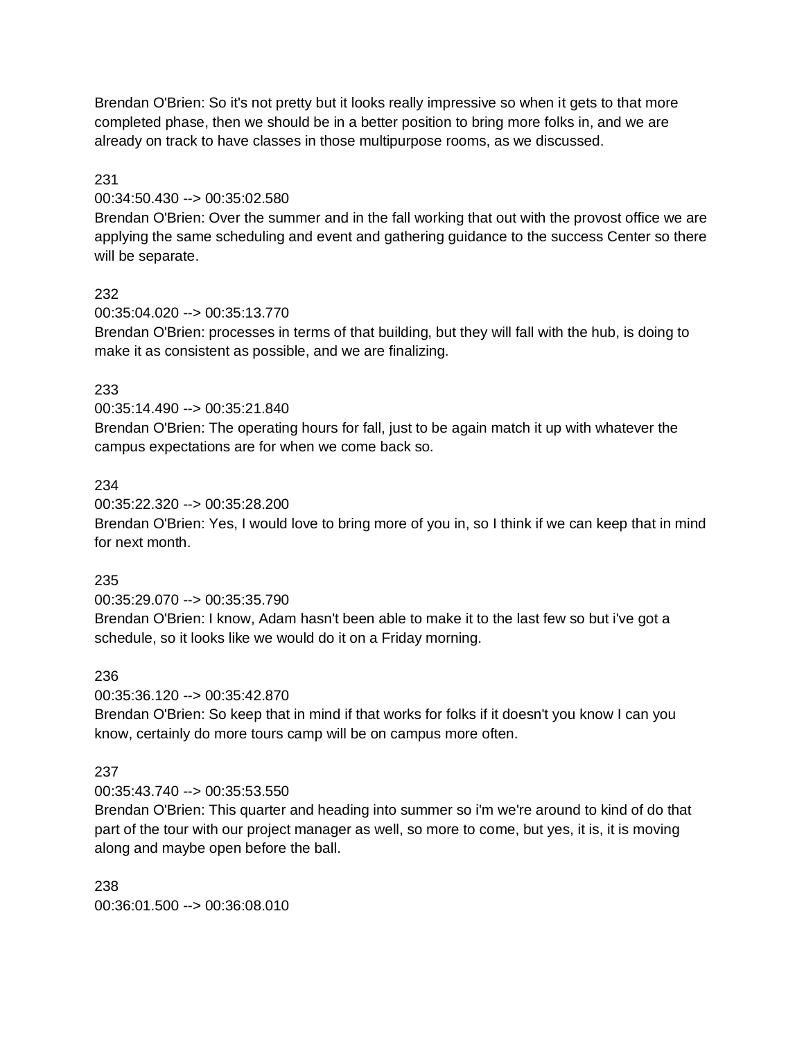Brendan O'Brien: So it's not pretty but it looks really impressive so when it gets to that more completed phase, then we should be in a better position to bring more folks in, and we are already on track to have classes in those multipurpose rooms, as we discussed.

231
00:34:50.430 --> 00:35:02.580
Brendan O'Brien: Over the summer and in the fall working that out with the provost office we are applying the same scheduling and event and gathering guidance to the success Center so there will be separate.

232
00:35:04.020 --> 00:35:13.770
Brendan O'Brien: processes in terms of that building, but they will fall with the hub, is doing to make it as consistent as possible, and we are finalizing.

233
00:35:14.490 --> 00:35:21.840
Brendan O'Brien: The operating hours for fall, just to be again match it up with whatever the campus expectations are for when we come back so.

234
00:35:22.320 --> 00:35:28.200
Brendan O'Brien: Yes, I would love to bring more of you in, so I think if we can keep that in mind for next month.

235
00:35:29.070 --> 00:35:35.790
Brendan O'Brien: I know, Adam hasn't been able to make it to the last few so but i've got a schedule, so it looks like we would do it on a Friday morning.

236
00:35:36.120 --> 00:35:42.870
Brendan O'Brien: So keep that in mind if that works for folks if it doesn't you know I can you know, certainly do more tours camp will be on campus more often.

237
00:35:43.740 --> 00:35:53.550
Brendan O'Brien: This quarter and heading into summer so i'm we're around to kind of do that part of the tour with our project manager as well, so more to come, but yes, it is, it is moving along and maybe open before the ball.

238
00:36:01.500 --> 00:36:08.010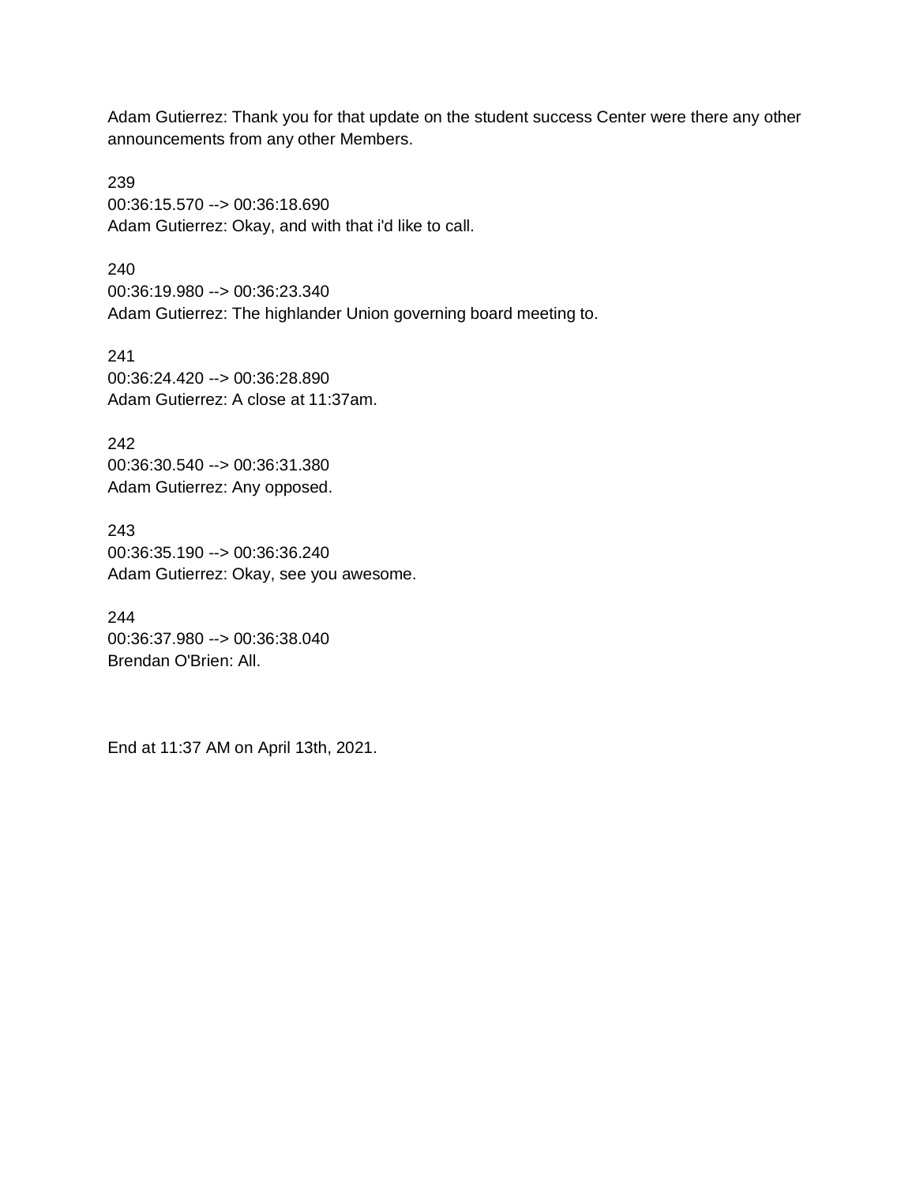Adam Gutierrez: Thank you for that update on the student success Center were there any other announcements from any other Members.

239
00:36:15.570 --> 00:36:18.690
Adam Gutierrez: Okay, and with that i'd like to call.

240
00:36:19.980 --> 00:36:23.340
Adam Gutierrez: The highlander Union governing board meeting to.

241
00:36:24.420 --> 00:36:28.890
Adam Gutierrez: A close at 11:37am.

242
00:36:30.540 --> 00:36:31.380
Adam Gutierrez: Any opposed.

243
00:36:35.190 --> 00:36:36.240
Adam Gutierrez: Okay, see you awesome.

244
00:36:37.980 --> 00:36:38.040
Brendan O'Brien: All.

End at 11:37 AM on April 13th, 2021.